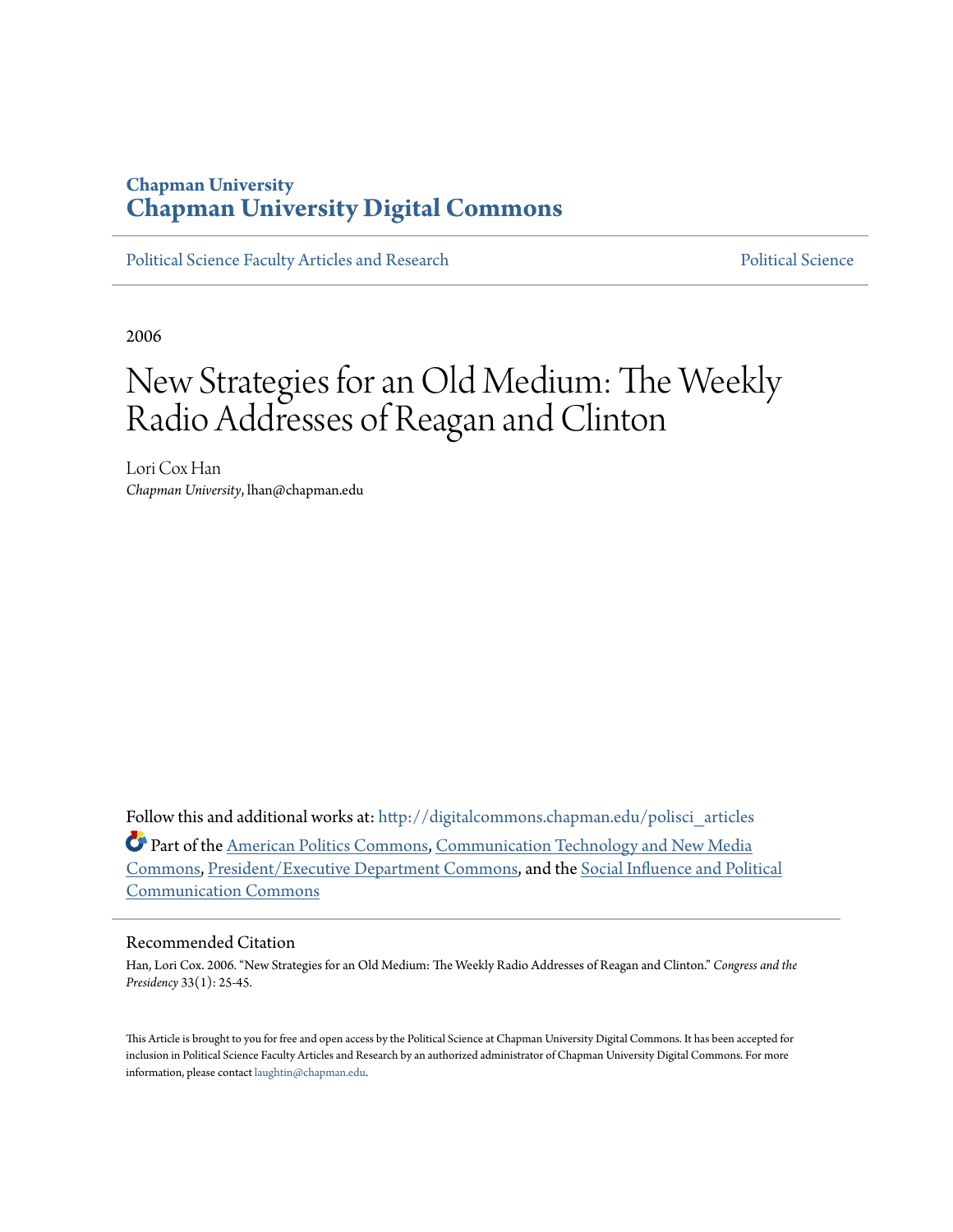Chapman University
# Chapman University Digital Commons

Political Science Faculty Articles and Research | Political Science

2006

# New Strategies for an Old Medium: The Weekly Radio Addresses of Reagan and Clinton

Lori Cox Han
*Chapman University*, lhan@chapman.edu

Follow this and additional works at: http://digitalcommons.chapman.edu/polisci_articles

Part of the American Politics Commons, Communication Technology and New Media Commons, President/Executive Department Commons, and the Social Influence and Political Communication Commons

## Recommended Citation

Han, Lori Cox. 2006. "New Strategies for an Old Medium: The Weekly Radio Addresses of Reagan and Clinton." *Congress and the Presidency* 33(1): 25-45.

This Article is brought to you for free and open access by the Political Science at Chapman University Digital Commons. It has been accepted for inclusion in Political Science Faculty Articles and Research by an authorized administrator of Chapman University Digital Commons. For more information, please contact laughtin@chapman.edu.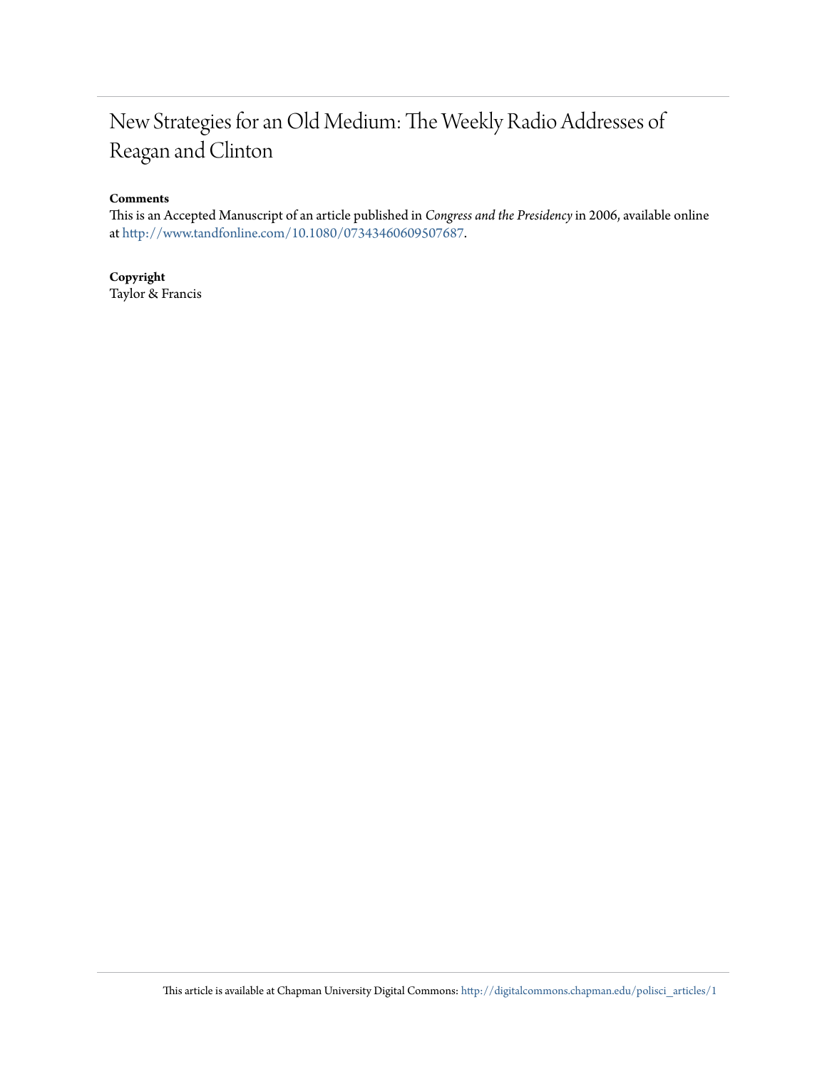# New Strategies for an Old Medium: The Weekly Radio Addresses of Reagan and Clinton

**Comments**

This is an Accepted Manuscript of an article published in *Congress and the Presidency* in 2006, available online at http://www.tandfonline.com/10.1080/07343460609507687.

**Copyright**

Taylor & Francis

This article is available at Chapman University Digital Commons: http://digitalcommons.chapman.edu/polisci_articles/1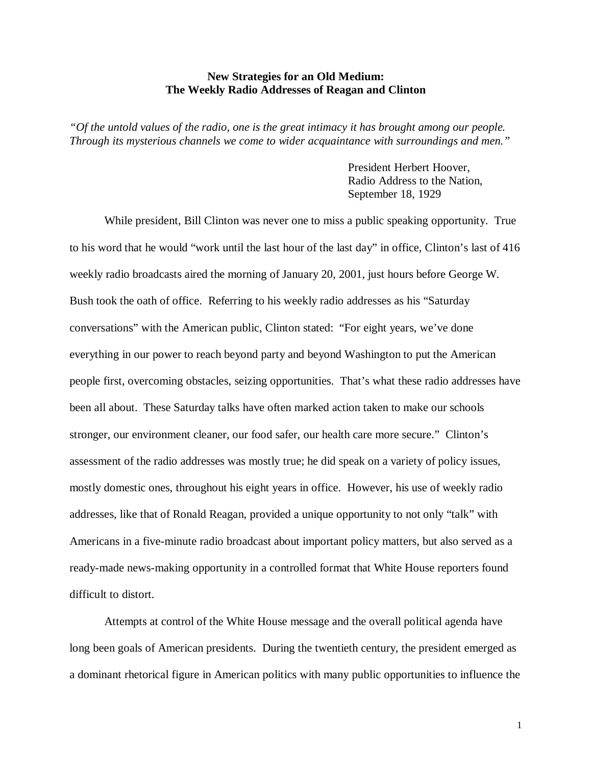**New Strategies for an Old Medium:**
**The Weekly Radio Addresses of Reagan and Clinton**

*"Of the untold values of the radio, one is the great intimacy it has brought among our people. Through its mysterious channels we come to wider acquaintance with surroundings and men."*

President Herbert Hoover,
Radio Address to the Nation,
September 18, 1929

While president, Bill Clinton was never one to miss a public speaking opportunity. True to his word that he would "work until the last hour of the last day" in office, Clinton's last of 416 weekly radio broadcasts aired the morning of January 20, 2001, just hours before George W. Bush took the oath of office. Referring to his weekly radio addresses as his "Saturday conversations" with the American public, Clinton stated: "For eight years, we've done everything in our power to reach beyond party and beyond Washington to put the American people first, overcoming obstacles, seizing opportunities. That's what these radio addresses have been all about. These Saturday talks have often marked action taken to make our schools stronger, our environment cleaner, our food safer, our health care more secure." Clinton's assessment of the radio addresses was mostly true; he did speak on a variety of policy issues, mostly domestic ones, throughout his eight years in office. However, his use of weekly radio addresses, like that of Ronald Reagan, provided a unique opportunity to not only "talk" with Americans in a five-minute radio broadcast about important policy matters, but also served as a ready-made news-making opportunity in a controlled format that White House reporters found difficult to distort.

Attempts at control of the White House message and the overall political agenda have long been goals of American presidents. During the twentieth century, the president emerged as a dominant rhetorical figure in American politics with many public opportunities to influence the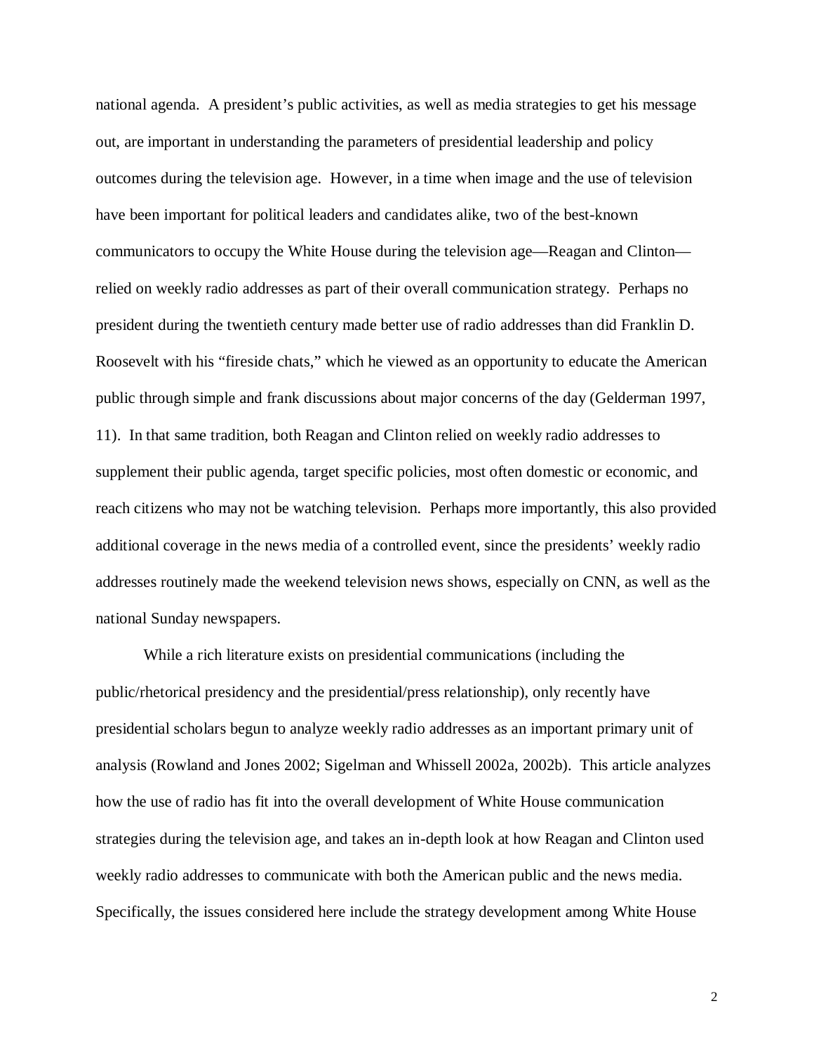national agenda. A president's public activities, as well as media strategies to get his message out, are important in understanding the parameters of presidential leadership and policy outcomes during the television age. However, in a time when image and the use of television have been important for political leaders and candidates alike, two of the best-known communicators to occupy the White House during the television age—Reagan and Clinton—relied on weekly radio addresses as part of their overall communication strategy. Perhaps no president during the twentieth century made better use of radio addresses than did Franklin D. Roosevelt with his "fireside chats," which he viewed as an opportunity to educate the American public through simple and frank discussions about major concerns of the day (Gelderman 1997, 11). In that same tradition, both Reagan and Clinton relied on weekly radio addresses to supplement their public agenda, target specific policies, most often domestic or economic, and reach citizens who may not be watching television. Perhaps more importantly, this also provided additional coverage in the news media of a controlled event, since the presidents' weekly radio addresses routinely made the weekend television news shows, especially on CNN, as well as the national Sunday newspapers.

While a rich literature exists on presidential communications (including the public/rhetorical presidency and the presidential/press relationship), only recently have presidential scholars begun to analyze weekly radio addresses as an important primary unit of analysis (Rowland and Jones 2002; Sigelman and Whissell 2002a, 2002b). This article analyzes how the use of radio has fit into the overall development of White House communication strategies during the television age, and takes an in-depth look at how Reagan and Clinton used weekly radio addresses to communicate with both the American public and the news media. Specifically, the issues considered here include the strategy development among White House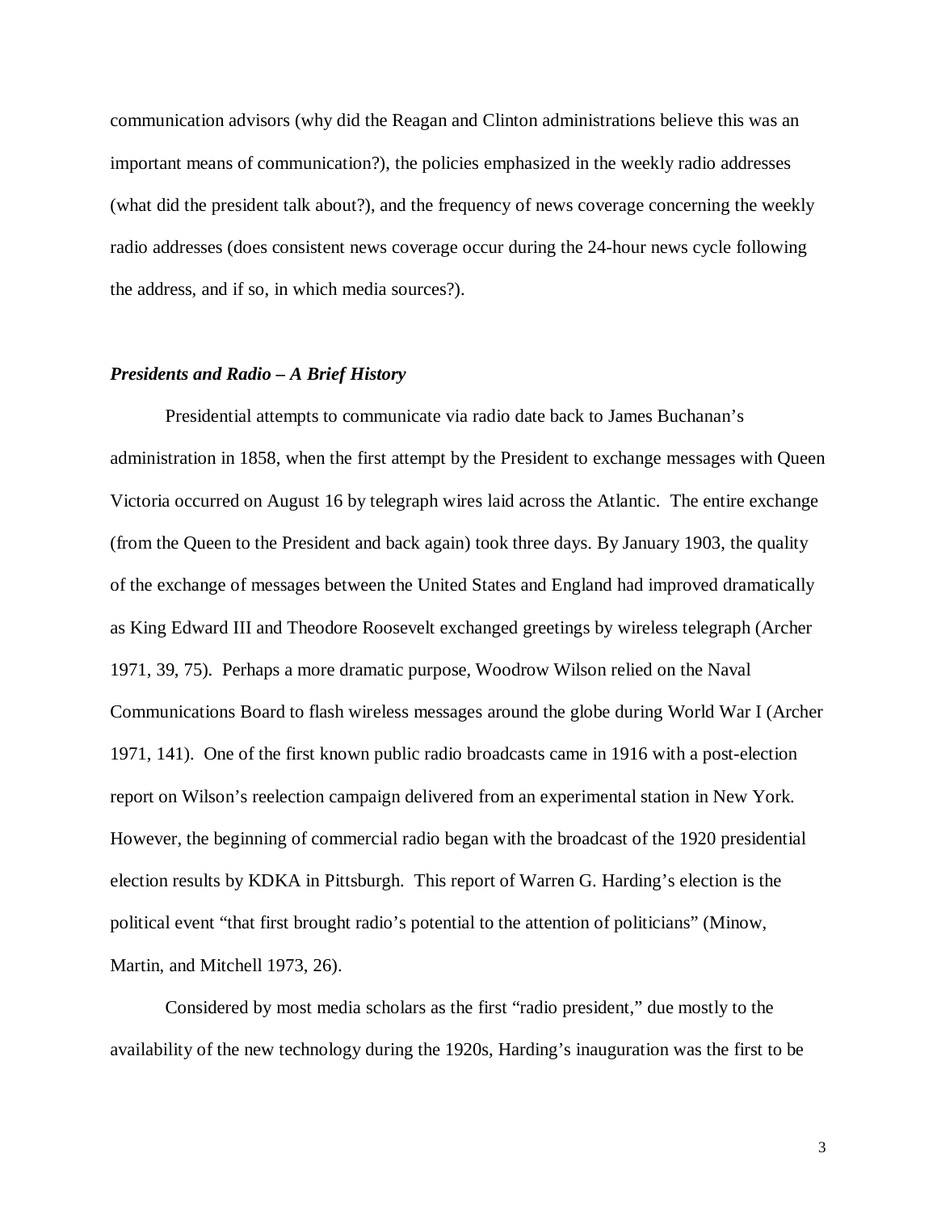communication advisors (why did the Reagan and Clinton administrations believe this was an important means of communication?), the policies emphasized in the weekly radio addresses (what did the president talk about?), and the frequency of news coverage concerning the weekly radio addresses (does consistent news coverage occur during the 24-hour news cycle following the address, and if so, in which media sources?).

### *Presidents and Radio – A Brief History*

Presidential attempts to communicate via radio date back to James Buchanan's administration in 1858, when the first attempt by the President to exchange messages with Queen Victoria occurred on August 16 by telegraph wires laid across the Atlantic. The entire exchange (from the Queen to the President and back again) took three days. By January 1903, the quality of the exchange of messages between the United States and England had improved dramatically as King Edward III and Theodore Roosevelt exchanged greetings by wireless telegraph (Archer 1971, 39, 75). Perhaps a more dramatic purpose, Woodrow Wilson relied on the Naval Communications Board to flash wireless messages around the globe during World War I (Archer 1971, 141). One of the first known public radio broadcasts came in 1916 with a post-election report on Wilson's reelection campaign delivered from an experimental station in New York. However, the beginning of commercial radio began with the broadcast of the 1920 presidential election results by KDKA in Pittsburgh. This report of Warren G. Harding's election is the political event "that first brought radio's potential to the attention of politicians" (Minow, Martin, and Mitchell 1973, 26).

Considered by most media scholars as the first "radio president," due mostly to the availability of the new technology during the 1920s, Harding's inauguration was the first to be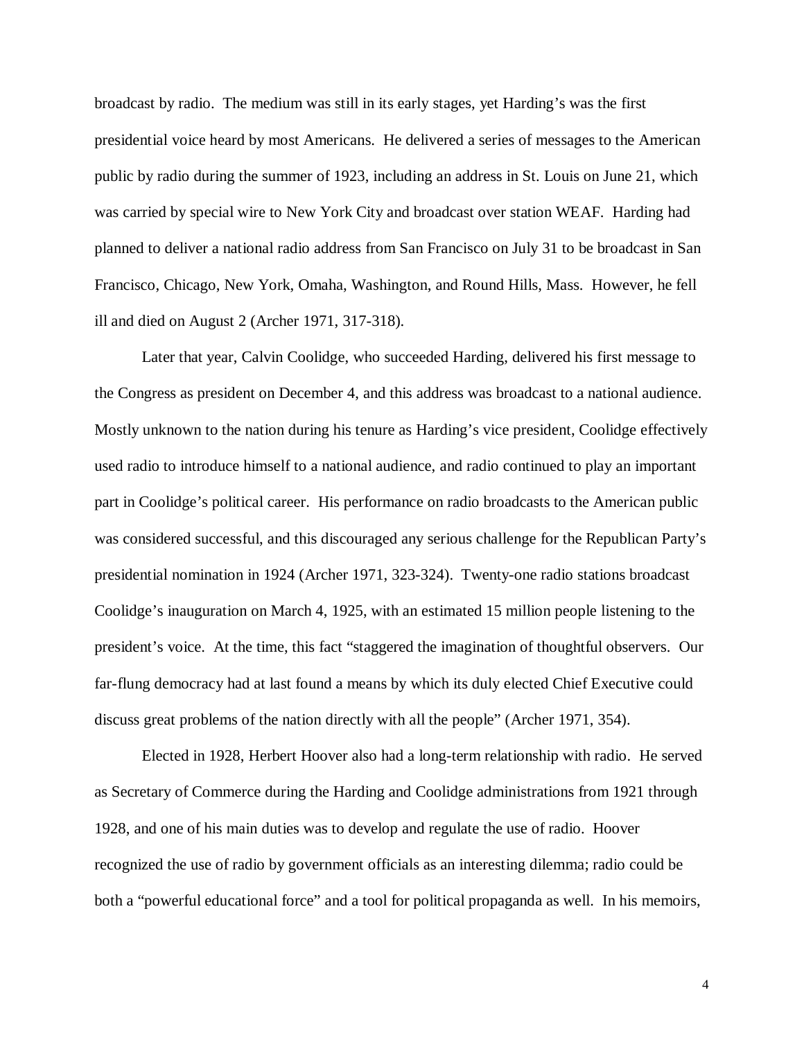broadcast by radio. The medium was still in its early stages, yet Harding's was the first presidential voice heard by most Americans. He delivered a series of messages to the American public by radio during the summer of 1923, including an address in St. Louis on June 21, which was carried by special wire to New York City and broadcast over station WEAF. Harding had planned to deliver a national radio address from San Francisco on July 31 to be broadcast in San Francisco, Chicago, New York, Omaha, Washington, and Round Hills, Mass. However, he fell ill and died on August 2 (Archer 1971, 317-318).

Later that year, Calvin Coolidge, who succeeded Harding, delivered his first message to the Congress as president on December 4, and this address was broadcast to a national audience. Mostly unknown to the nation during his tenure as Harding's vice president, Coolidge effectively used radio to introduce himself to a national audience, and radio continued to play an important part in Coolidge's political career. His performance on radio broadcasts to the American public was considered successful, and this discouraged any serious challenge for the Republican Party's presidential nomination in 1924 (Archer 1971, 323-324). Twenty-one radio stations broadcast Coolidge's inauguration on March 4, 1925, with an estimated 15 million people listening to the president's voice. At the time, this fact "staggered the imagination of thoughtful observers. Our far-flung democracy had at last found a means by which its duly elected Chief Executive could discuss great problems of the nation directly with all the people" (Archer 1971, 354).

Elected in 1928, Herbert Hoover also had a long-term relationship with radio. He served as Secretary of Commerce during the Harding and Coolidge administrations from 1921 through 1928, and one of his main duties was to develop and regulate the use of radio. Hoover recognized the use of radio by government officials as an interesting dilemma; radio could be both a "powerful educational force" and a tool for political propaganda as well. In his memoirs,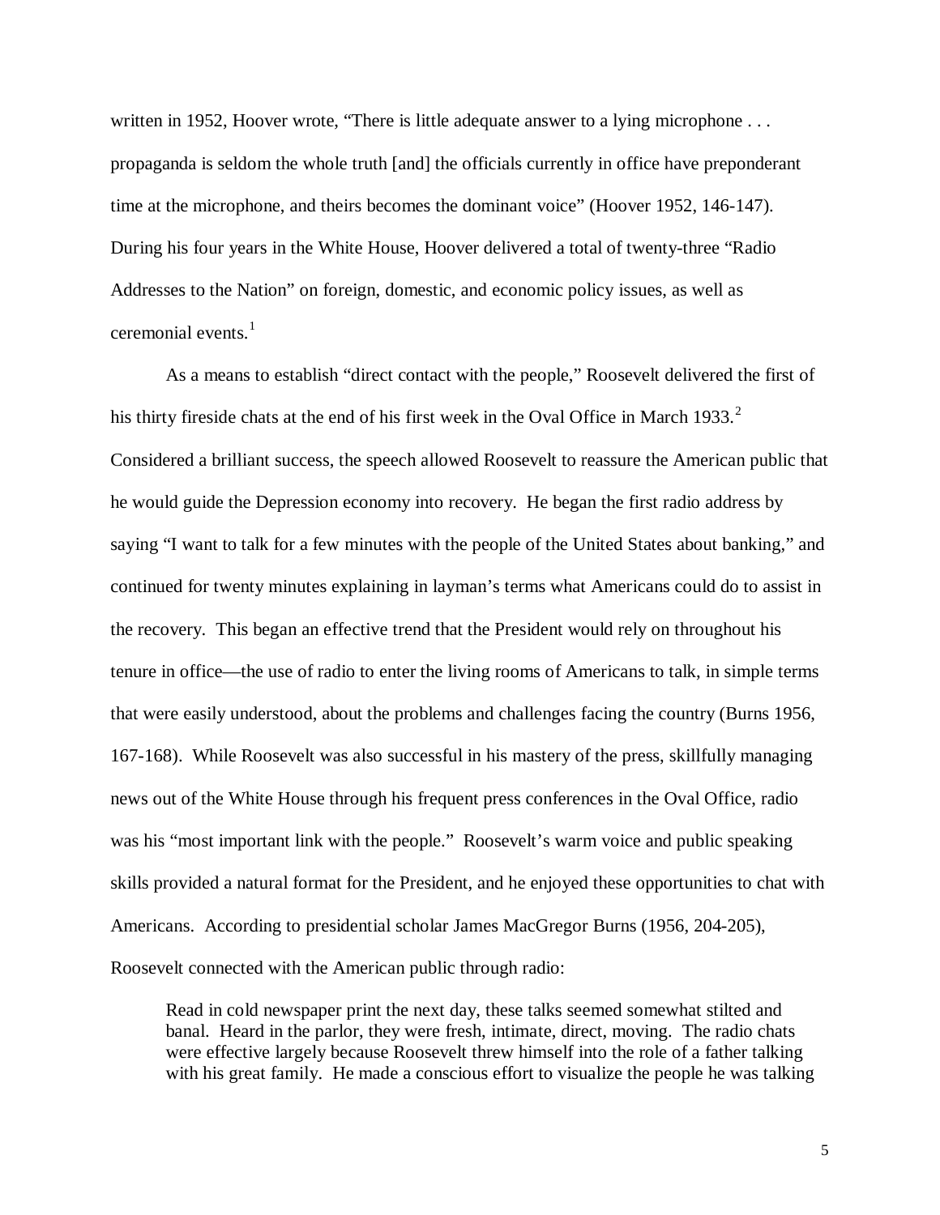written in 1952, Hoover wrote, "There is little adequate answer to a lying microphone . . . propaganda is seldom the whole truth [and] the officials currently in office have preponderant time at the microphone, and theirs becomes the dominant voice" (Hoover 1952, 146-147). During his four years in the White House, Hoover delivered a total of twenty-three "Radio Addresses to the Nation" on foreign, domestic, and economic policy issues, as well as ceremonial events.[1]

As a means to establish "direct contact with the people," Roosevelt delivered the first of his thirty fireside chats at the end of his first week in the Oval Office in March 1933.[2] Considered a brilliant success, the speech allowed Roosevelt to reassure the American public that he would guide the Depression economy into recovery. He began the first radio address by saying "I want to talk for a few minutes with the people of the United States about banking," and continued for twenty minutes explaining in layman's terms what Americans could do to assist in the recovery. This began an effective trend that the President would rely on throughout his tenure in office—the use of radio to enter the living rooms of Americans to talk, in simple terms that were easily understood, about the problems and challenges facing the country (Burns 1956, 167-168). While Roosevelt was also successful in his mastery of the press, skillfully managing news out of the White House through his frequent press conferences in the Oval Office, radio was his "most important link with the people." Roosevelt's warm voice and public speaking skills provided a natural format for the President, and he enjoyed these opportunities to chat with Americans. According to presidential scholar James MacGregor Burns (1956, 204-205), Roosevelt connected with the American public through radio:

> Read in cold newspaper print the next day, these talks seemed somewhat stilted and banal. Heard in the parlor, they were fresh, intimate, direct, moving. The radio chats were effective largely because Roosevelt threw himself into the role of a father talking with his great family. He made a conscious effort to visualize the people he was talking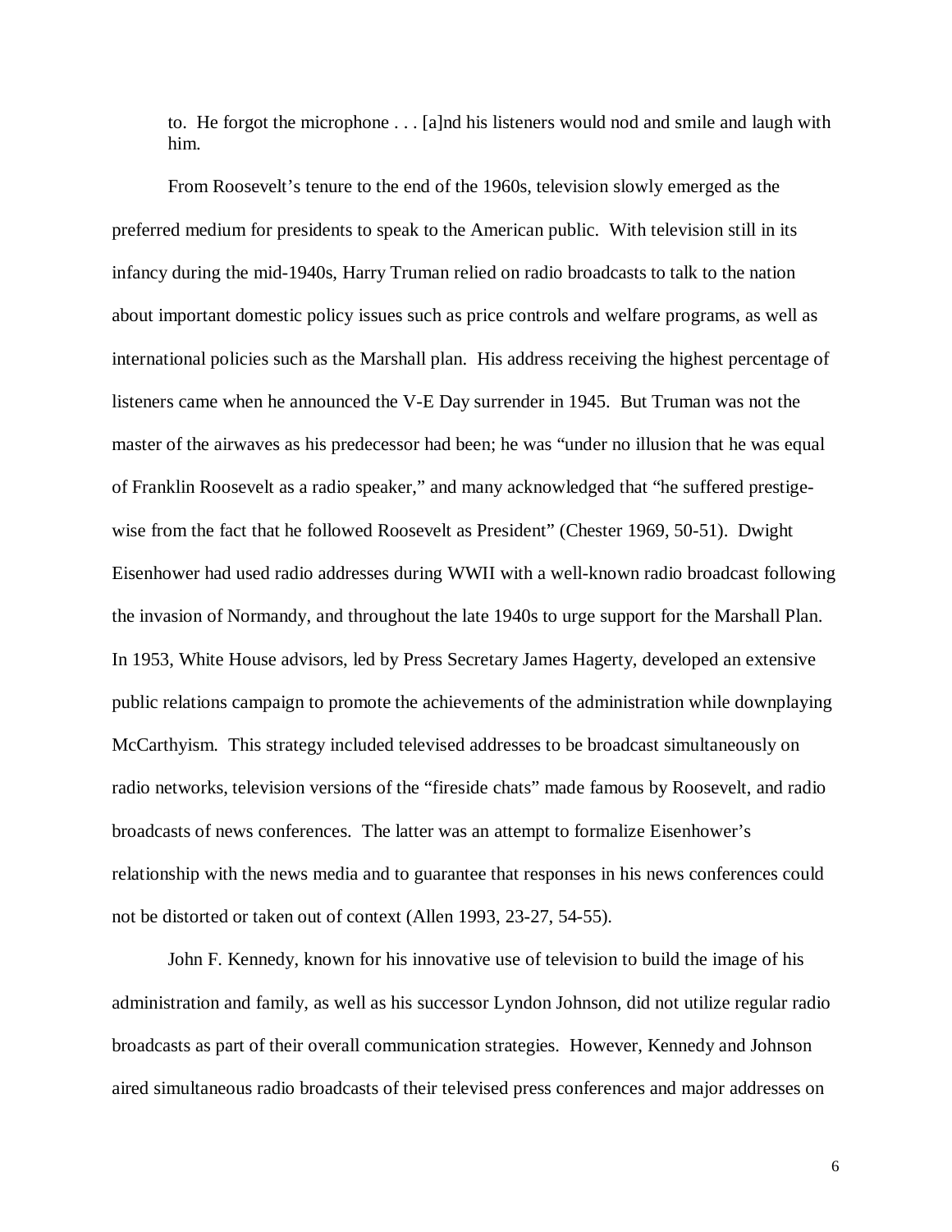> to. He forgot the microphone . . . [a]nd his listeners would nod and smile and laugh with him.

From Roosevelt's tenure to the end of the 1960s, television slowly emerged as the preferred medium for presidents to speak to the American public. With television still in its infancy during the mid-1940s, Harry Truman relied on radio broadcasts to talk to the nation about important domestic policy issues such as price controls and welfare programs, as well as international policies such as the Marshall plan. His address receiving the highest percentage of listeners came when he announced the V-E Day surrender in 1945. But Truman was not the master of the airwaves as his predecessor had been; he was "under no illusion that he was equal of Franklin Roosevelt as a radio speaker," and many acknowledged that "he suffered prestige-wise from the fact that he followed Roosevelt as President" (Chester 1969, 50-51). Dwight Eisenhower had used radio addresses during WWII with a well-known radio broadcast following the invasion of Normandy, and throughout the late 1940s to urge support for the Marshall Plan. In 1953, White House advisors, led by Press Secretary James Hagerty, developed an extensive public relations campaign to promote the achievements of the administration while downplaying McCarthyism. This strategy included televised addresses to be broadcast simultaneously on radio networks, television versions of the "fireside chats" made famous by Roosevelt, and radio broadcasts of news conferences. The latter was an attempt to formalize Eisenhower's relationship with the news media and to guarantee that responses in his news conferences could not be distorted or taken out of context (Allen 1993, 23-27, 54-55).

John F. Kennedy, known for his innovative use of television to build the image of his administration and family, as well as his successor Lyndon Johnson, did not utilize regular radio broadcasts as part of their overall communication strategies. However, Kennedy and Johnson aired simultaneous radio broadcasts of their televised press conferences and major addresses on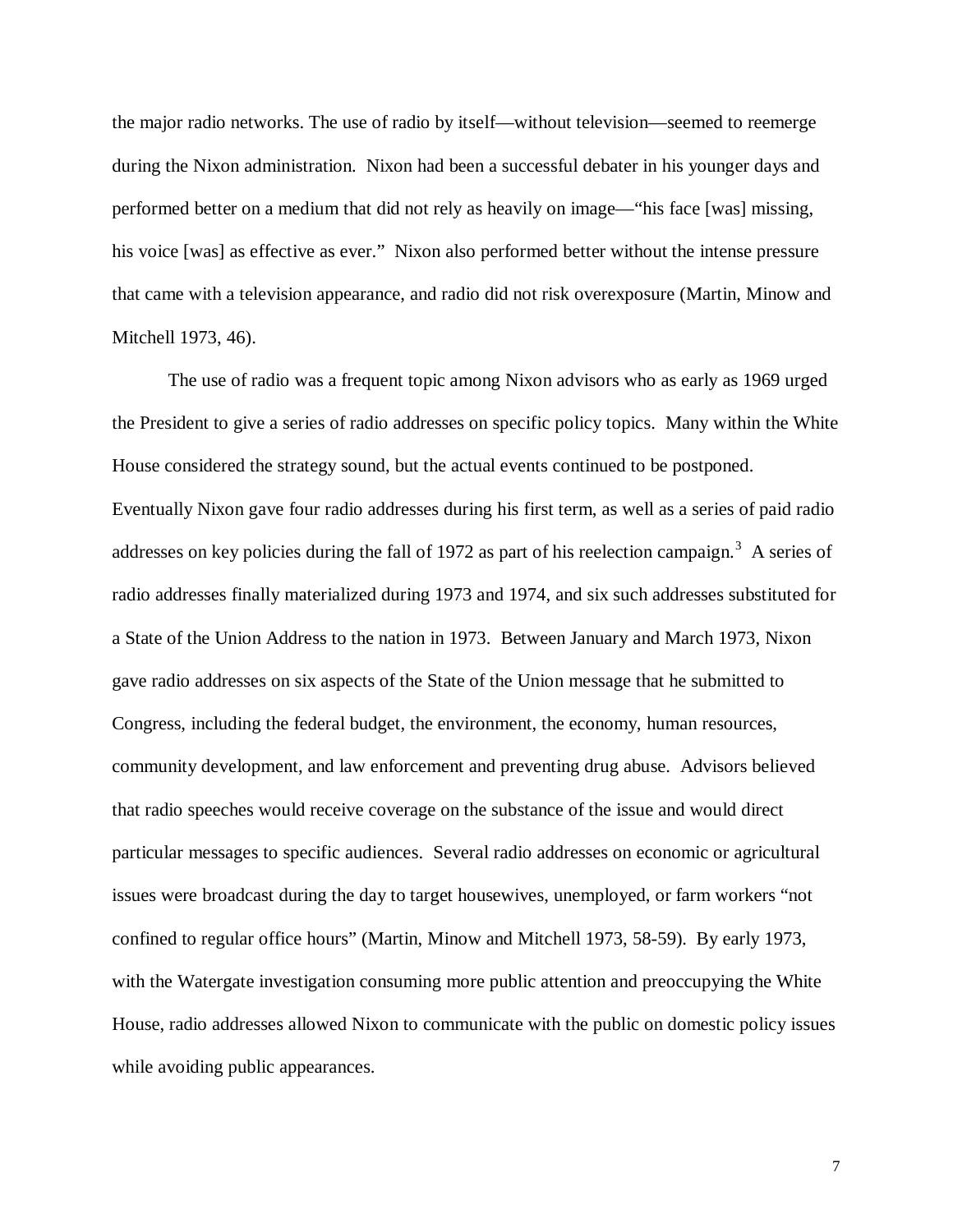the major radio networks. The use of radio by itself—without television—seemed to reemerge during the Nixon administration. Nixon had been a successful debater in his younger days and performed better on a medium that did not rely as heavily on image—"his face [was] missing, his voice [was] as effective as ever." Nixon also performed better without the intense pressure that came with a television appearance, and radio did not risk overexposure (Martin, Minow and Mitchell 1973, 46).

The use of radio was a frequent topic among Nixon advisors who as early as 1969 urged the President to give a series of radio addresses on specific policy topics. Many within the White House considered the strategy sound, but the actual events continued to be postponed. Eventually Nixon gave four radio addresses during his first term, as well as a series of paid radio addresses on key policies during the fall of 1972 as part of his reelection campaign.[3] A series of radio addresses finally materialized during 1973 and 1974, and six such addresses substituted for a State of the Union Address to the nation in 1973. Between January and March 1973, Nixon gave radio addresses on six aspects of the State of the Union message that he submitted to Congress, including the federal budget, the environment, the economy, human resources, community development, and law enforcement and preventing drug abuse. Advisors believed that radio speeches would receive coverage on the substance of the issue and would direct particular messages to specific audiences. Several radio addresses on economic or agricultural issues were broadcast during the day to target housewives, unemployed, or farm workers "not confined to regular office hours" (Martin, Minow and Mitchell 1973, 58-59). By early 1973, with the Watergate investigation consuming more public attention and preoccupying the White House, radio addresses allowed Nixon to communicate with the public on domestic policy issues while avoiding public appearances.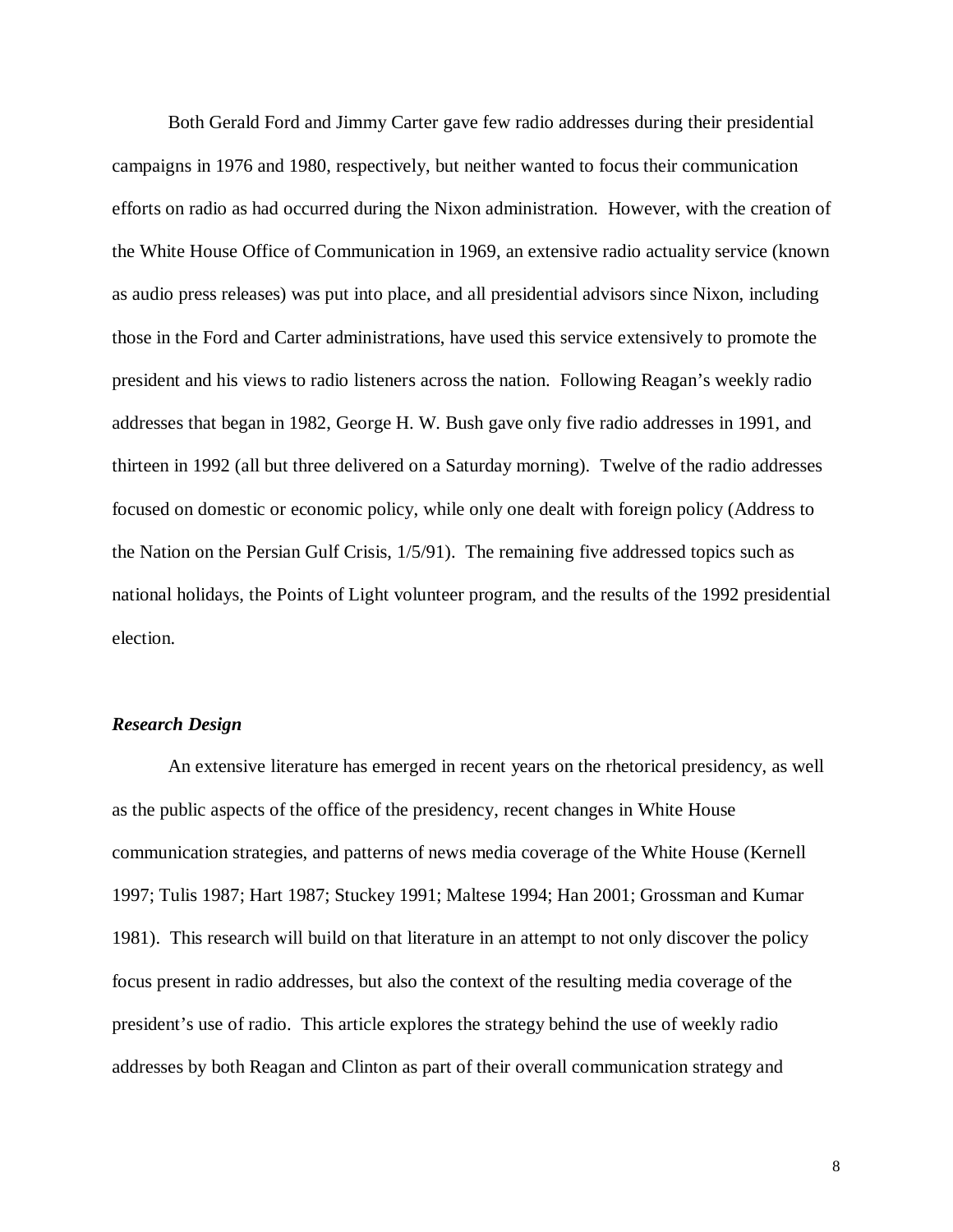Both Gerald Ford and Jimmy Carter gave few radio addresses during their presidential campaigns in 1976 and 1980, respectively, but neither wanted to focus their communication efforts on radio as had occurred during the Nixon administration. However, with the creation of the White House Office of Communication in 1969, an extensive radio actuality service (known as audio press releases) was put into place, and all presidential advisors since Nixon, including those in the Ford and Carter administrations, have used this service extensively to promote the president and his views to radio listeners across the nation. Following Reagan's weekly radio addresses that began in 1982, George H. W. Bush gave only five radio addresses in 1991, and thirteen in 1992 (all but three delivered on a Saturday morning). Twelve of the radio addresses focused on domestic or economic policy, while only one dealt with foreign policy (Address to the Nation on the Persian Gulf Crisis, 1/5/91). The remaining five addressed topics such as national holidays, the Points of Light volunteer program, and the results of the 1992 presidential election.

### *Research Design*

An extensive literature has emerged in recent years on the rhetorical presidency, as well as the public aspects of the office of the presidency, recent changes in White House communication strategies, and patterns of news media coverage of the White House (Kernell 1997; Tulis 1987; Hart 1987; Stuckey 1991; Maltese 1994; Han 2001; Grossman and Kumar 1981). This research will build on that literature in an attempt to not only discover the policy focus present in radio addresses, but also the context of the resulting media coverage of the president's use of radio. This article explores the strategy behind the use of weekly radio addresses by both Reagan and Clinton as part of their overall communication strategy and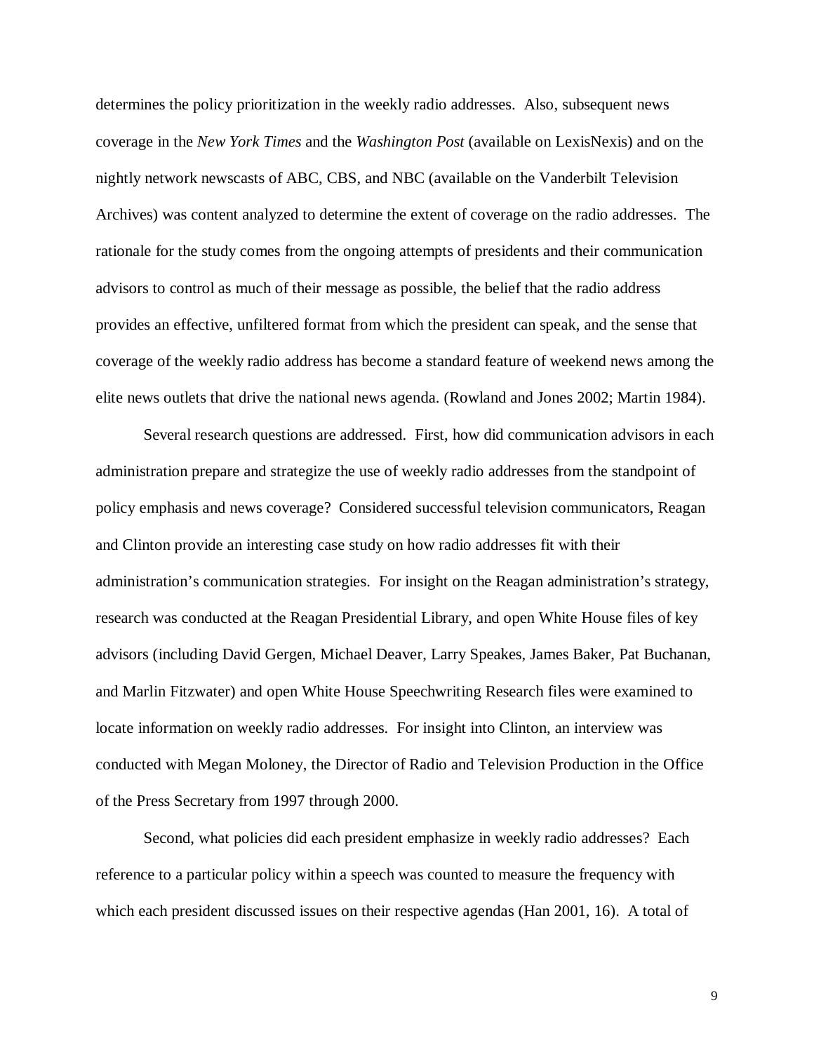determines the policy prioritization in the weekly radio addresses. Also, subsequent news coverage in the *New York Times* and the *Washington Post* (available on LexisNexis) and on the nightly network newscasts of ABC, CBS, and NBC (available on the Vanderbilt Television Archives) was content analyzed to determine the extent of coverage on the radio addresses. The rationale for the study comes from the ongoing attempts of presidents and their communication advisors to control as much of their message as possible, the belief that the radio address provides an effective, unfiltered format from which the president can speak, and the sense that coverage of the weekly radio address has become a standard feature of weekend news among the elite news outlets that drive the national news agenda. (Rowland and Jones 2002; Martin 1984).

Several research questions are addressed. First, how did communication advisors in each administration prepare and strategize the use of weekly radio addresses from the standpoint of policy emphasis and news coverage? Considered successful television communicators, Reagan and Clinton provide an interesting case study on how radio addresses fit with their administration's communication strategies. For insight on the Reagan administration's strategy, research was conducted at the Reagan Presidential Library, and open White House files of key advisors (including David Gergen, Michael Deaver, Larry Speakes, James Baker, Pat Buchanan, and Marlin Fitzwater) and open White House Speechwriting Research files were examined to locate information on weekly radio addresses. For insight into Clinton, an interview was conducted with Megan Moloney, the Director of Radio and Television Production in the Office of the Press Secretary from 1997 through 2000.

Second, what policies did each president emphasize in weekly radio addresses? Each reference to a particular policy within a speech was counted to measure the frequency with which each president discussed issues on their respective agendas (Han 2001, 16). A total of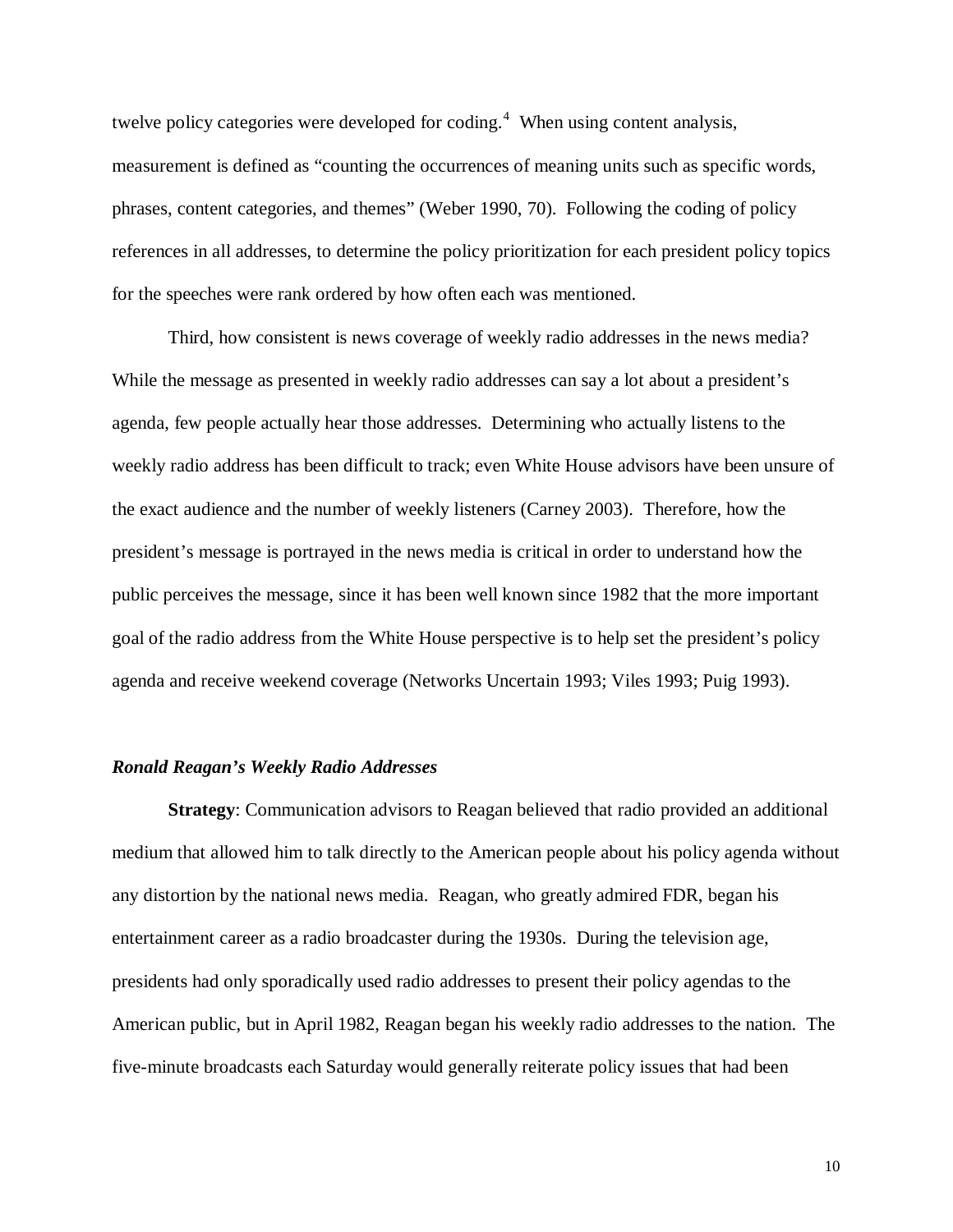twelve policy categories were developed for coding.[4] When using content analysis, measurement is defined as "counting the occurrences of meaning units such as specific words, phrases, content categories, and themes" (Weber 1990, 70). Following the coding of policy references in all addresses, to determine the policy prioritization for each president policy topics for the speeches were rank ordered by how often each was mentioned.

Third, how consistent is news coverage of weekly radio addresses in the news media? While the message as presented in weekly radio addresses can say a lot about a president's agenda, few people actually hear those addresses. Determining who actually listens to the weekly radio address has been difficult to track; even White House advisors have been unsure of the exact audience and the number of weekly listeners (Carney 2003). Therefore, how the president's message is portrayed in the news media is critical in order to understand how the public perceives the message, since it has been well known since 1982 that the more important goal of the radio address from the White House perspective is to help set the president's policy agenda and receive weekend coverage (Networks Uncertain 1993; Viles 1993; Puig 1993).

### *Ronald Reagan's Weekly Radio Addresses*

**Strategy**: Communication advisors to Reagan believed that radio provided an additional medium that allowed him to talk directly to the American people about his policy agenda without any distortion by the national news media. Reagan, who greatly admired FDR, began his entertainment career as a radio broadcaster during the 1930s. During the television age, presidents had only sporadically used radio addresses to present their policy agendas to the American public, but in April 1982, Reagan began his weekly radio addresses to the nation. The five-minute broadcasts each Saturday would generally reiterate policy issues that had been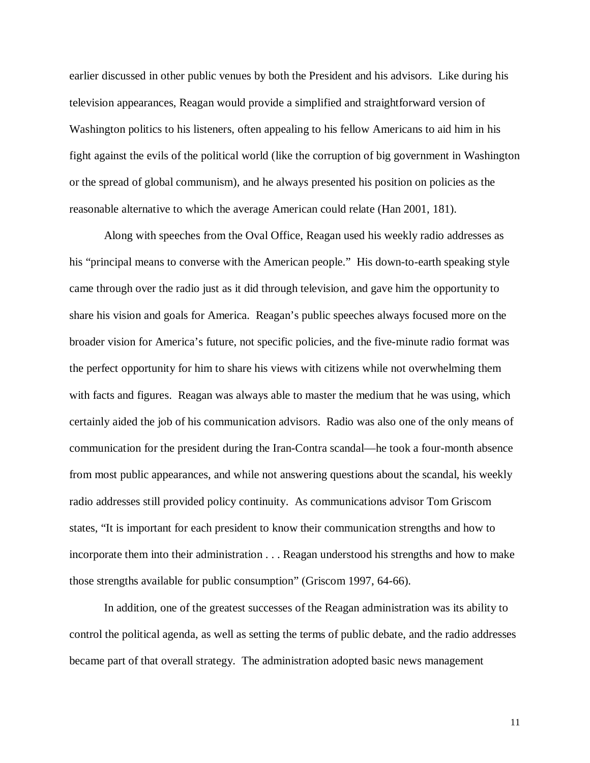earlier discussed in other public venues by both the President and his advisors. Like during his television appearances, Reagan would provide a simplified and straightforward version of Washington politics to his listeners, often appealing to his fellow Americans to aid him in his fight against the evils of the political world (like the corruption of big government in Washington or the spread of global communism), and he always presented his position on policies as the reasonable alternative to which the average American could relate (Han 2001, 181).

Along with speeches from the Oval Office, Reagan used his weekly radio addresses as his "principal means to converse with the American people." His down-to-earth speaking style came through over the radio just as it did through television, and gave him the opportunity to share his vision and goals for America. Reagan's public speeches always focused more on the broader vision for America's future, not specific policies, and the five-minute radio format was the perfect opportunity for him to share his views with citizens while not overwhelming them with facts and figures. Reagan was always able to master the medium that he was using, which certainly aided the job of his communication advisors. Radio was also one of the only means of communication for the president during the Iran-Contra scandal—he took a four-month absence from most public appearances, and while not answering questions about the scandal, his weekly radio addresses still provided policy continuity. As communications advisor Tom Griscom states, "It is important for each president to know their communication strengths and how to incorporate them into their administration . . . Reagan understood his strengths and how to make those strengths available for public consumption" (Griscom 1997, 64-66).

In addition, one of the greatest successes of the Reagan administration was its ability to control the political agenda, as well as setting the terms of public debate, and the radio addresses became part of that overall strategy. The administration adopted basic news management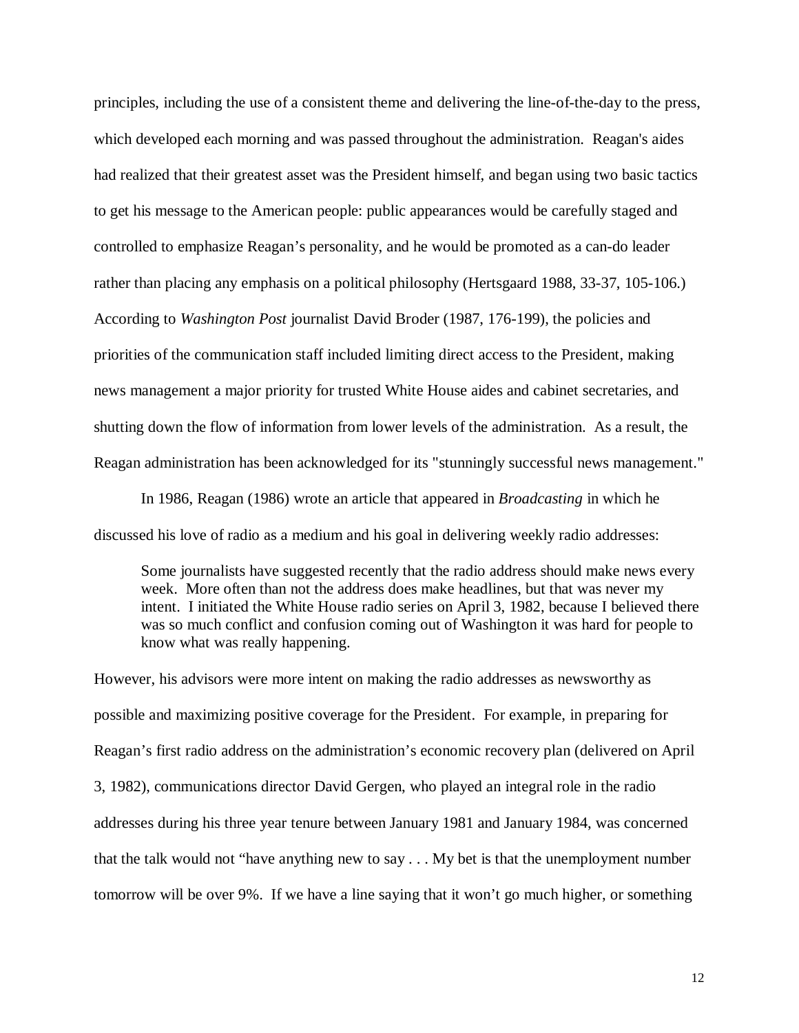principles, including the use of a consistent theme and delivering the line-of-the-day to the press, which developed each morning and was passed throughout the administration. Reagan's aides had realized that their greatest asset was the President himself, and began using two basic tactics to get his message to the American people: public appearances would be carefully staged and controlled to emphasize Reagan's personality, and he would be promoted as a can-do leader rather than placing any emphasis on a political philosophy (Hertsgaard 1988, 33-37, 105-106.) According to *Washington Post* journalist David Broder (1987, 176-199), the policies and priorities of the communication staff included limiting direct access to the President, making news management a major priority for trusted White House aides and cabinet secretaries, and shutting down the flow of information from lower levels of the administration. As a result, the Reagan administration has been acknowledged for its "stunningly successful news management."

In 1986, Reagan (1986) wrote an article that appeared in *Broadcasting* in which he discussed his love of radio as a medium and his goal in delivering weekly radio addresses:

> Some journalists have suggested recently that the radio address should make news every week. More often than not the address does make headlines, but that was never my intent. I initiated the White House radio series on April 3, 1982, because I believed there was so much conflict and confusion coming out of Washington it was hard for people to know what was really happening.

However, his advisors were more intent on making the radio addresses as newsworthy as possible and maximizing positive coverage for the President. For example, in preparing for Reagan's first radio address on the administration's economic recovery plan (delivered on April 3, 1982), communications director David Gergen, who played an integral role in the radio addresses during his three year tenure between January 1981 and January 1984, was concerned that the talk would not "have anything new to say . . . My bet is that the unemployment number tomorrow will be over 9%. If we have a line saying that it won't go much higher, or something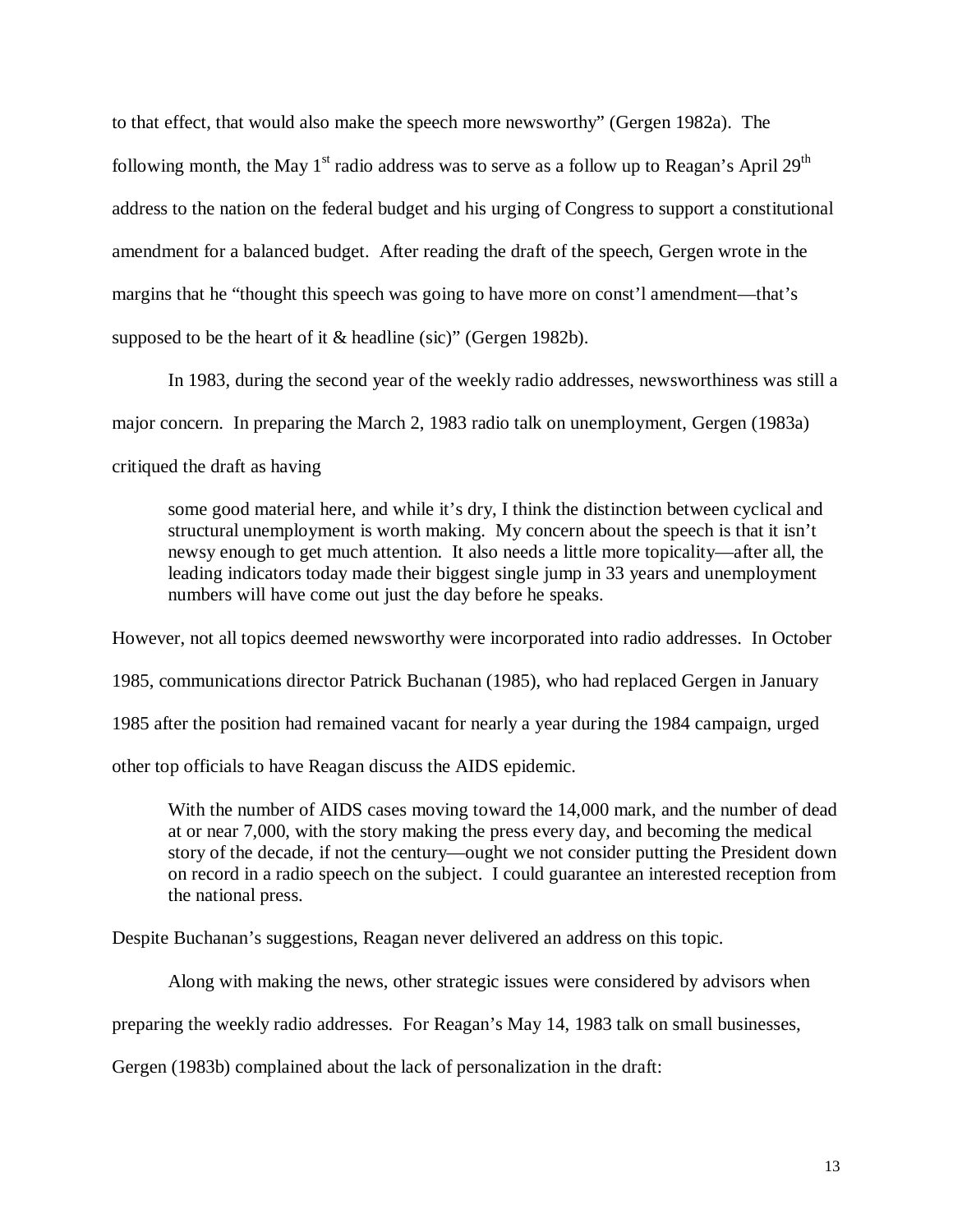to that effect, that would also make the speech more newsworthy" (Gergen 1982a). The following month, the May 1st radio address was to serve as a follow up to Reagan's April 29th address to the nation on the federal budget and his urging of Congress to support a constitutional amendment for a balanced budget. After reading the draft of the speech, Gergen wrote in the margins that he "thought this speech was going to have more on const'l amendment—that's supposed to be the heart of it & headline (sic)" (Gergen 1982b).

In 1983, during the second year of the weekly radio addresses, newsworthiness was still a major concern. In preparing the March 2, 1983 radio talk on unemployment, Gergen (1983a) critiqued the draft as having

> some good material here, and while it's dry, I think the distinction between cyclical and structural unemployment is worth making. My concern about the speech is that it isn't newsy enough to get much attention. It also needs a little more topicality—after all, the leading indicators today made their biggest single jump in 33 years and unemployment numbers will have come out just the day before he speaks.

However, not all topics deemed newsworthy were incorporated into radio addresses. In October 1985, communications director Patrick Buchanan (1985), who had replaced Gergen in January 1985 after the position had remained vacant for nearly a year during the 1984 campaign, urged other top officials to have Reagan discuss the AIDS epidemic.

> With the number of AIDS cases moving toward the 14,000 mark, and the number of dead at or near 7,000, with the story making the press every day, and becoming the medical story of the decade, if not the century—ought we not consider putting the President down on record in a radio speech on the subject. I could guarantee an interested reception from the national press.

Despite Buchanan's suggestions, Reagan never delivered an address on this topic.

Along with making the news, other strategic issues were considered by advisors when preparing the weekly radio addresses. For Reagan's May 14, 1983 talk on small businesses, Gergen (1983b) complained about the lack of personalization in the draft: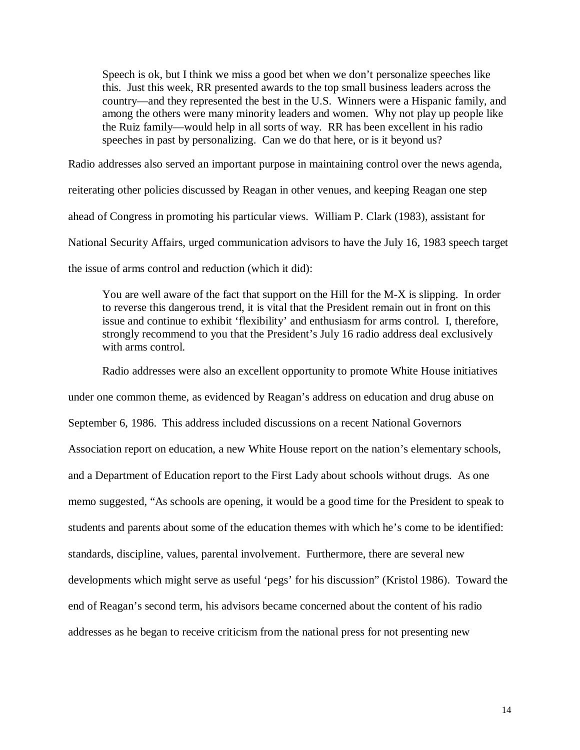> Speech is ok, but I think we miss a good bet when we don't personalize speeches like this. Just this week, RR presented awards to the top small business leaders across the country—and they represented the best in the U.S. Winners were a Hispanic family, and among the others were many minority leaders and women. Why not play up people like the Ruiz family—would help in all sorts of way. RR has been excellent in his radio speeches in past by personalizing. Can we do that here, or is it beyond us?

Radio addresses also served an important purpose in maintaining control over the news agenda, reiterating other policies discussed by Reagan in other venues, and keeping Reagan one step ahead of Congress in promoting his particular views. William P. Clark (1983), assistant for National Security Affairs, urged communication advisors to have the July 16, 1983 speech target the issue of arms control and reduction (which it did):

> You are well aware of the fact that support on the Hill for the M-X is slipping. In order to reverse this dangerous trend, it is vital that the President remain out in front on this issue and continue to exhibit 'flexibility' and enthusiasm for arms control. I, therefore, strongly recommend to you that the President's July 16 radio address deal exclusively with arms control.

Radio addresses were also an excellent opportunity to promote White House initiatives under one common theme, as evidenced by Reagan's address on education and drug abuse on September 6, 1986. This address included discussions on a recent National Governors Association report on education, a new White House report on the nation's elementary schools, and a Department of Education report to the First Lady about schools without drugs. As one memo suggested, "As schools are opening, it would be a good time for the President to speak to students and parents about some of the education themes with which he's come to be identified: standards, discipline, values, parental involvement. Furthermore, there are several new developments which might serve as useful 'pegs' for his discussion" (Kristol 1986). Toward the end of Reagan's second term, his advisors became concerned about the content of his radio addresses as he began to receive criticism from the national press for not presenting new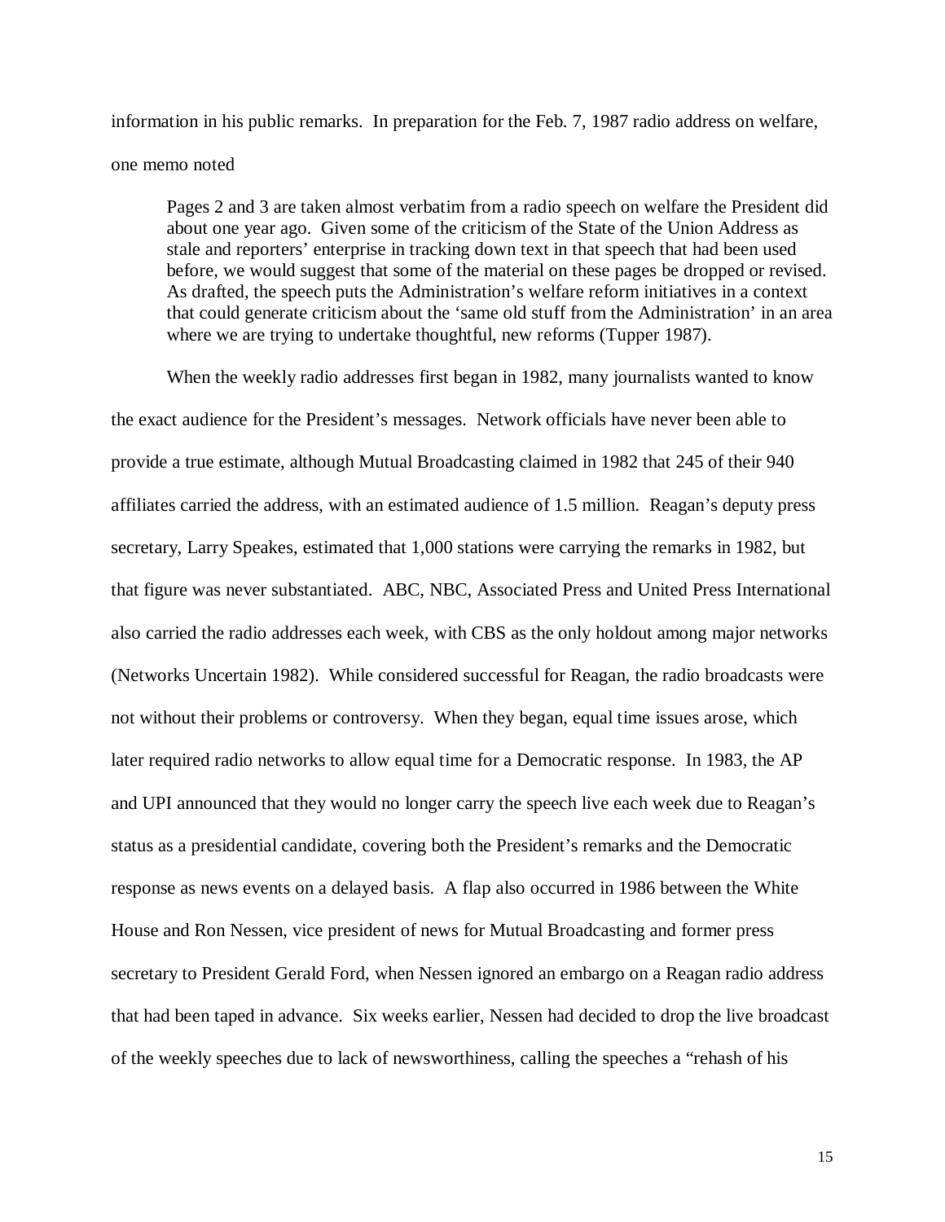information in his public remarks. In preparation for the Feb. 7, 1987 radio address on welfare, one memo noted

> Pages 2 and 3 are taken almost verbatim from a radio speech on welfare the President did about one year ago. Given some of the criticism of the State of the Union Address as stale and reporters' enterprise in tracking down text in that speech that had been used before, we would suggest that some of the material on these pages be dropped or revised. As drafted, the speech puts the Administration's welfare reform initiatives in a context that could generate criticism about the 'same old stuff from the Administration' in an area where we are trying to undertake thoughtful, new reforms (Tupper 1987).

When the weekly radio addresses first began in 1982, many journalists wanted to know the exact audience for the President's messages. Network officials have never been able to provide a true estimate, although Mutual Broadcasting claimed in 1982 that 245 of their 940 affiliates carried the address, with an estimated audience of 1.5 million. Reagan's deputy press secretary, Larry Speakes, estimated that 1,000 stations were carrying the remarks in 1982, but that figure was never substantiated. ABC, NBC, Associated Press and United Press International also carried the radio addresses each week, with CBS as the only holdout among major networks (Networks Uncertain 1982). While considered successful for Reagan, the radio broadcasts were not without their problems or controversy. When they began, equal time issues arose, which later required radio networks to allow equal time for a Democratic response. In 1983, the AP and UPI announced that they would no longer carry the speech live each week due to Reagan's status as a presidential candidate, covering both the President's remarks and the Democratic response as news events on a delayed basis. A flap also occurred in 1986 between the White House and Ron Nessen, vice president of news for Mutual Broadcasting and former press secretary to President Gerald Ford, when Nessen ignored an embargo on a Reagan radio address that had been taped in advance. Six weeks earlier, Nessen had decided to drop the live broadcast of the weekly speeches due to lack of newsworthiness, calling the speeches a "rehash of his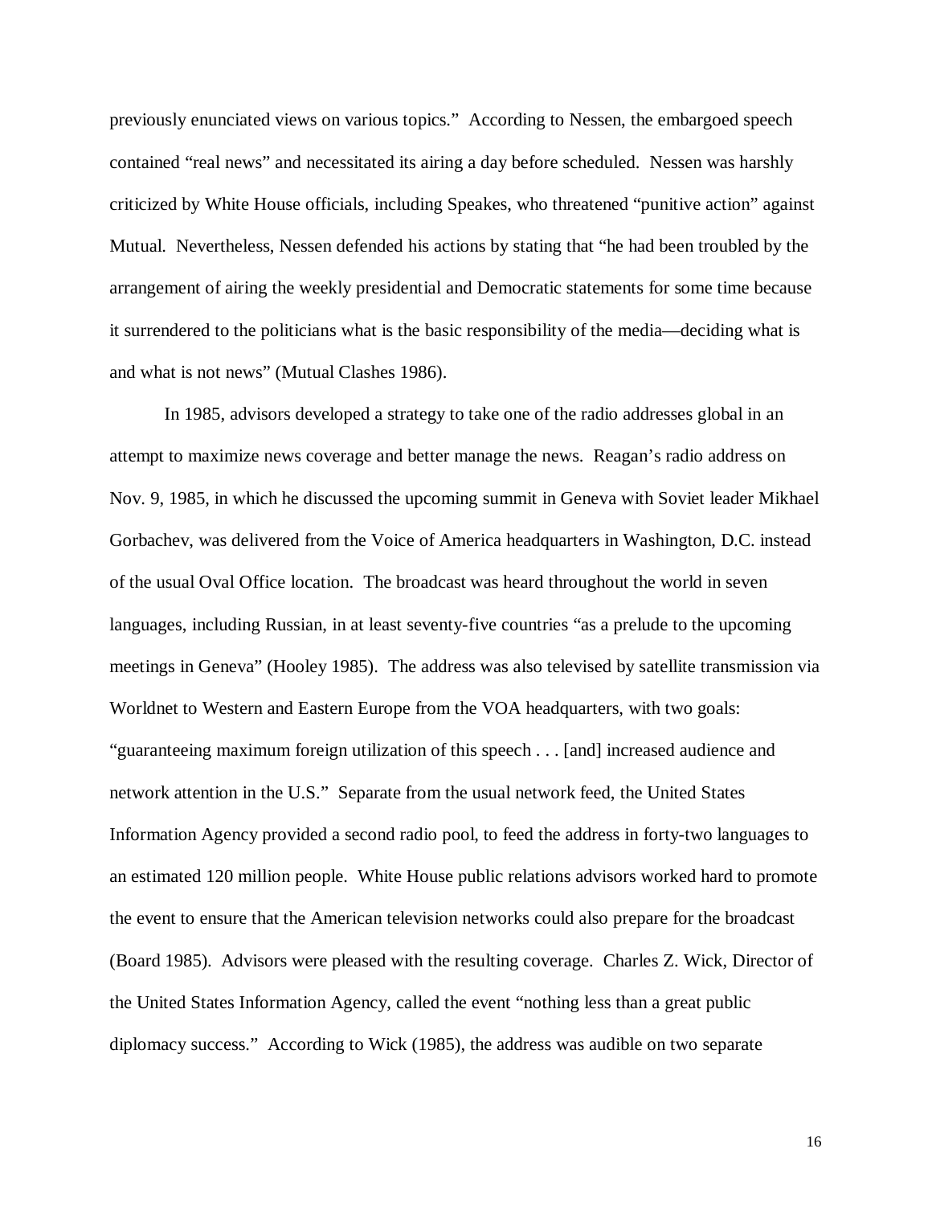previously enunciated views on various topics." According to Nessen, the embargoed speech contained "real news" and necessitated its airing a day before scheduled. Nessen was harshly criticized by White House officials, including Speakes, who threatened "punitive action" against Mutual. Nevertheless, Nessen defended his actions by stating that "he had been troubled by the arrangement of airing the weekly presidential and Democratic statements for some time because it surrendered to the politicians what is the basic responsibility of the media—deciding what is and what is not news" (Mutual Clashes 1986).

In 1985, advisors developed a strategy to take one of the radio addresses global in an attempt to maximize news coverage and better manage the news. Reagan's radio address on Nov. 9, 1985, in which he discussed the upcoming summit in Geneva with Soviet leader Mikhael Gorbachev, was delivered from the Voice of America headquarters in Washington, D.C. instead of the usual Oval Office location. The broadcast was heard throughout the world in seven languages, including Russian, in at least seventy-five countries "as a prelude to the upcoming meetings in Geneva" (Hooley 1985). The address was also televised by satellite transmission via Worldnet to Western and Eastern Europe from the VOA headquarters, with two goals: "guaranteeing maximum foreign utilization of this speech . . . [and] increased audience and network attention in the U.S." Separate from the usual network feed, the United States Information Agency provided a second radio pool, to feed the address in forty-two languages to an estimated 120 million people. White House public relations advisors worked hard to promote the event to ensure that the American television networks could also prepare for the broadcast (Board 1985). Advisors were pleased with the resulting coverage. Charles Z. Wick, Director of the United States Information Agency, called the event "nothing less than a great public diplomacy success." According to Wick (1985), the address was audible on two separate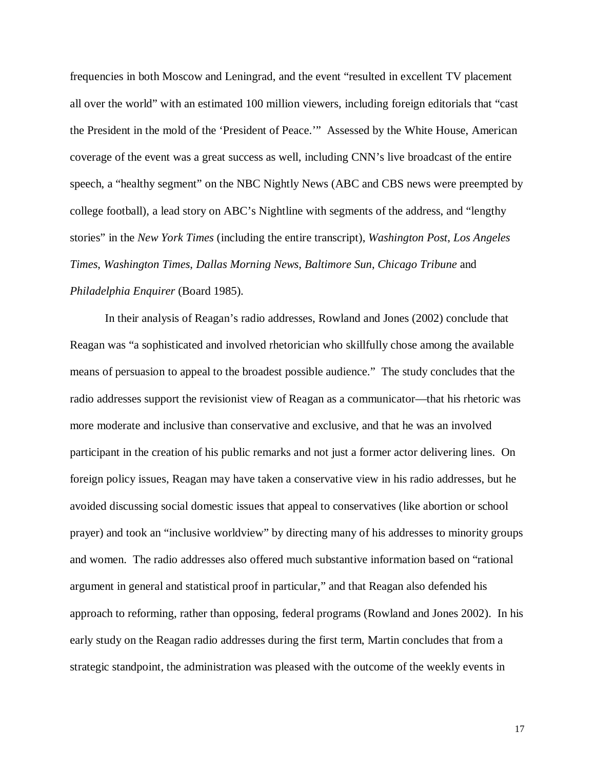frequencies in both Moscow and Leningrad, and the event "resulted in excellent TV placement all over the world" with an estimated 100 million viewers, including foreign editorials that "cast the President in the mold of the 'President of Peace.'" Assessed by the White House, American coverage of the event was a great success as well, including CNN's live broadcast of the entire speech, a "healthy segment" on the NBC Nightly News (ABC and CBS news were preempted by college football), a lead story on ABC's Nightline with segments of the address, and "lengthy stories" in the *New York Times* (including the entire transcript), *Washington Post*, *Los Angeles Times*, *Washington Times*, *Dallas Morning News*, *Baltimore Sun*, *Chicago Tribune* and *Philadelphia Enquirer* (Board 1985).

In their analysis of Reagan's radio addresses, Rowland and Jones (2002) conclude that Reagan was "a sophisticated and involved rhetorician who skillfully chose among the available means of persuasion to appeal to the broadest possible audience." The study concludes that the radio addresses support the revisionist view of Reagan as a communicator—that his rhetoric was more moderate and inclusive than conservative and exclusive, and that he was an involved participant in the creation of his public remarks and not just a former actor delivering lines. On foreign policy issues, Reagan may have taken a conservative view in his radio addresses, but he avoided discussing social domestic issues that appeal to conservatives (like abortion or school prayer) and took an "inclusive worldview" by directing many of his addresses to minority groups and women. The radio addresses also offered much substantive information based on "rational argument in general and statistical proof in particular," and that Reagan also defended his approach to reforming, rather than opposing, federal programs (Rowland and Jones 2002). In his early study on the Reagan radio addresses during the first term, Martin concludes that from a strategic standpoint, the administration was pleased with the outcome of the weekly events in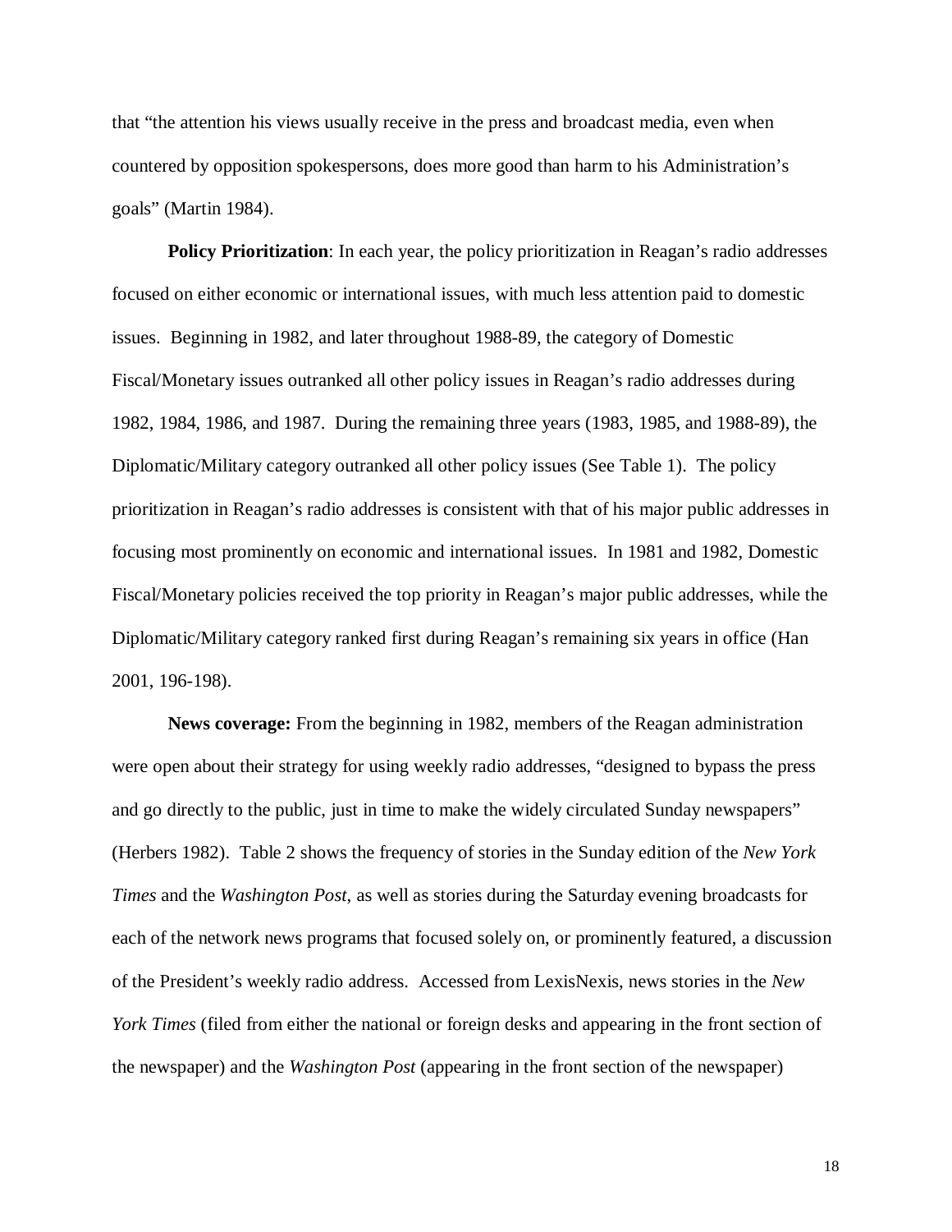that "the attention his views usually receive in the press and broadcast media, even when countered by opposition spokespersons, does more good than harm to his Administration's goals" (Martin 1984).

**Policy Prioritization**: In each year, the policy prioritization in Reagan's radio addresses focused on either economic or international issues, with much less attention paid to domestic issues. Beginning in 1982, and later throughout 1988-89, the category of Domestic Fiscal/Monetary issues outranked all other policy issues in Reagan's radio addresses during 1982, 1984, 1986, and 1987. During the remaining three years (1983, 1985, and 1988-89), the Diplomatic/Military category outranked all other policy issues (See Table 1). The policy prioritization in Reagan's radio addresses is consistent with that of his major public addresses in focusing most prominently on economic and international issues. In 1981 and 1982, Domestic Fiscal/Monetary policies received the top priority in Reagan's major public addresses, while the Diplomatic/Military category ranked first during Reagan's remaining six years in office (Han 2001, 196-198).

**News coverage:** From the beginning in 1982, members of the Reagan administration were open about their strategy for using weekly radio addresses, "designed to bypass the press and go directly to the public, just in time to make the widely circulated Sunday newspapers" (Herbers 1982). Table 2 shows the frequency of stories in the Sunday edition of the *New York Times* and the *Washington Post*, as well as stories during the Saturday evening broadcasts for each of the network news programs that focused solely on, or prominently featured, a discussion of the President's weekly radio address. Accessed from LexisNexis, news stories in the *New York Times* (filed from either the national or foreign desks and appearing in the front section of the newspaper) and the *Washington Post* (appearing in the front section of the newspaper)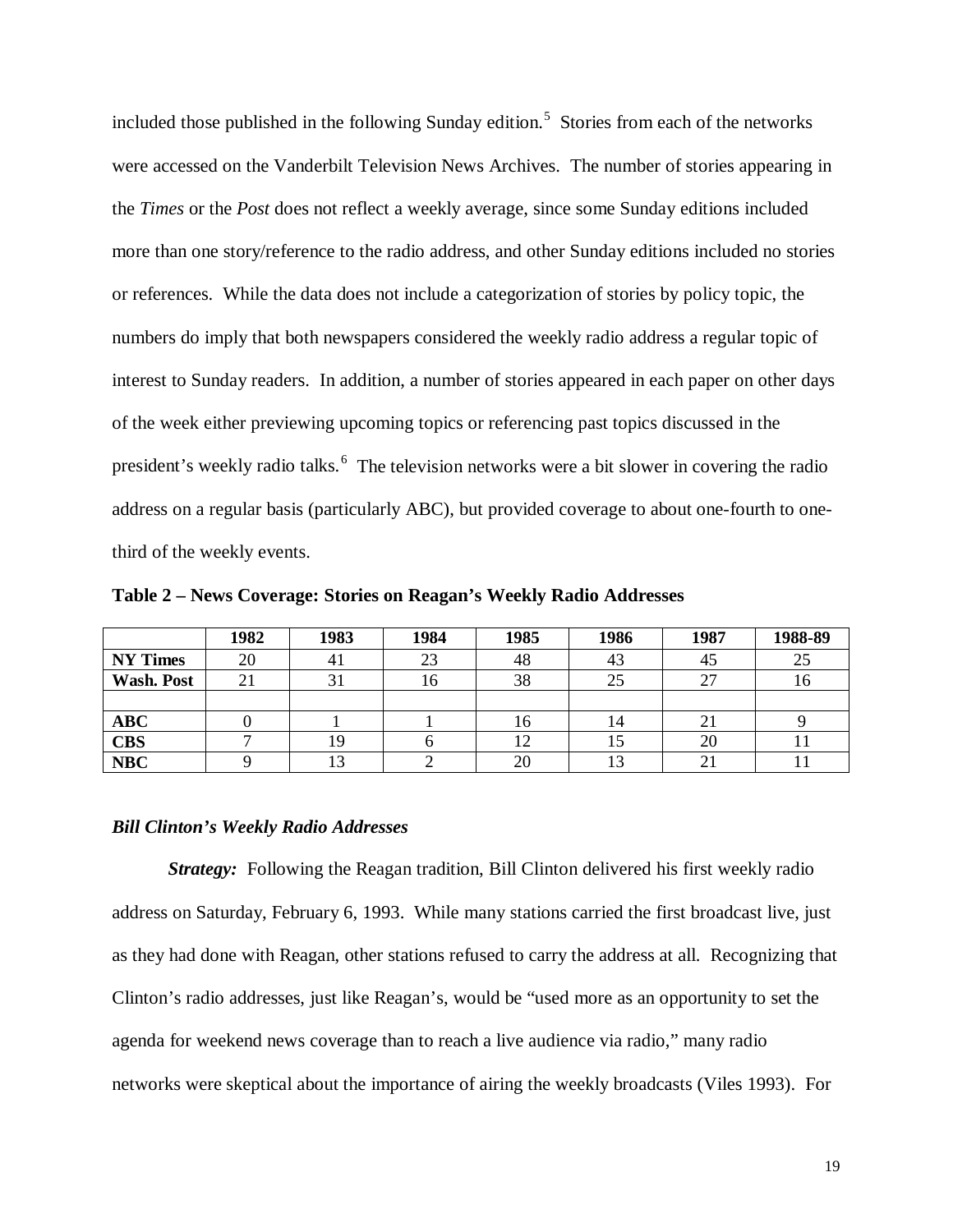included those published in the following Sunday edition.[5] Stories from each of the networks were accessed on the Vanderbilt Television News Archives. The number of stories appearing in the *Times* or the *Post* does not reflect a weekly average, since some Sunday editions included more than one story/reference to the radio address, and other Sunday editions included no stories or references. While the data does not include a categorization of stories by policy topic, the numbers do imply that both newspapers considered the weekly radio address a regular topic of interest to Sunday readers. In addition, a number of stories appeared in each paper on other days of the week either previewing upcoming topics or referencing past topics discussed in the president's weekly radio talks.[6] The television networks were a bit slower in covering the radio address on a regular basis (particularly ABC), but provided coverage to about one-fourth to one-third of the weekly events.

**Table 2 – News Coverage: Stories on Reagan's Weekly Radio Addresses**

| | 1982 | 1983 | 1984 | 1985 | 1986 | 1987 | 1988-89 |
|---|---|---|---|---|---|---|---|
| **NY Times** | 20 | 41 | 23 | 48 | 43 | 45 | 25 |
| **Wash. Post** | 21 | 31 | 16 | 38 | 25 | 27 | 16 |
| | | | | | | | |
| **ABC** | 0 | 1 | 1 | 16 | 14 | 21 | 9 |
| **CBS** | 7 | 19 | 6 | 12 | 15 | 20 | 11 |
| **NBC** | 9 | 13 | 2 | 20 | 13 | 21 | 11 |

### *Bill Clinton's Weekly Radio Addresses*

***Strategy:*** Following the Reagan tradition, Bill Clinton delivered his first weekly radio address on Saturday, February 6, 1993. While many stations carried the first broadcast live, just as they had done with Reagan, other stations refused to carry the address at all. Recognizing that Clinton's radio addresses, just like Reagan's, would be "used more as an opportunity to set the agenda for weekend news coverage than to reach a live audience via radio," many radio networks were skeptical about the importance of airing the weekly broadcasts (Viles 1993). For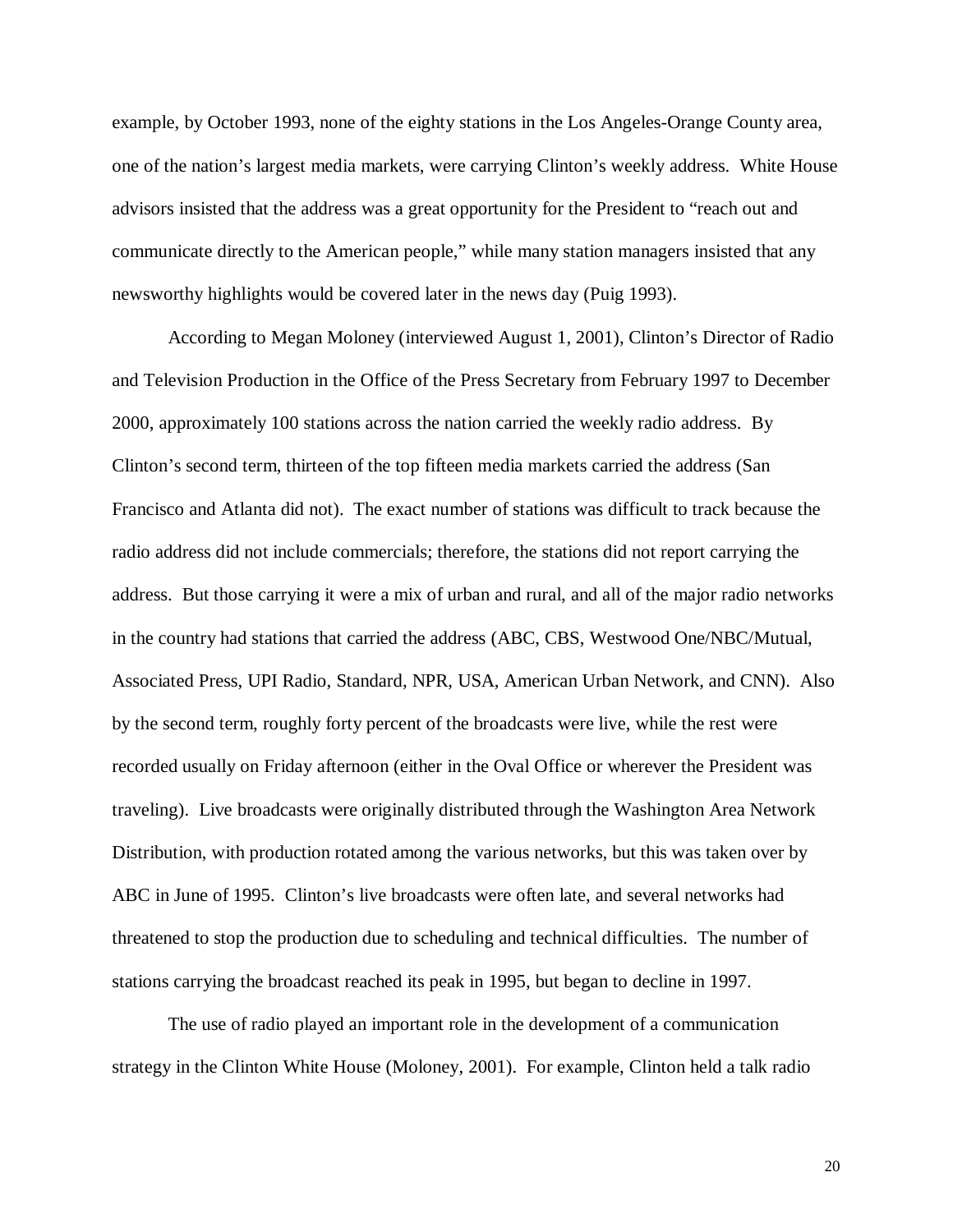example, by October 1993, none of the eighty stations in the Los Angeles-Orange County area, one of the nation's largest media markets, were carrying Clinton's weekly address. White House advisors insisted that the address was a great opportunity for the President to "reach out and communicate directly to the American people," while many station managers insisted that any newsworthy highlights would be covered later in the news day (Puig 1993).

According to Megan Moloney (interviewed August 1, 2001), Clinton's Director of Radio and Television Production in the Office of the Press Secretary from February 1997 to December 2000, approximately 100 stations across the nation carried the weekly radio address. By Clinton's second term, thirteen of the top fifteen media markets carried the address (San Francisco and Atlanta did not). The exact number of stations was difficult to track because the radio address did not include commercials; therefore, the stations did not report carrying the address. But those carrying it were a mix of urban and rural, and all of the major radio networks in the country had stations that carried the address (ABC, CBS, Westwood One/NBC/Mutual, Associated Press, UPI Radio, Standard, NPR, USA, American Urban Network, and CNN). Also by the second term, roughly forty percent of the broadcasts were live, while the rest were recorded usually on Friday afternoon (either in the Oval Office or wherever the President was traveling). Live broadcasts were originally distributed through the Washington Area Network Distribution, with production rotated among the various networks, but this was taken over by ABC in June of 1995. Clinton's live broadcasts were often late, and several networks had threatened to stop the production due to scheduling and technical difficulties. The number of stations carrying the broadcast reached its peak in 1995, but began to decline in 1997.

The use of radio played an important role in the development of a communication strategy in the Clinton White House (Moloney, 2001). For example, Clinton held a talk radio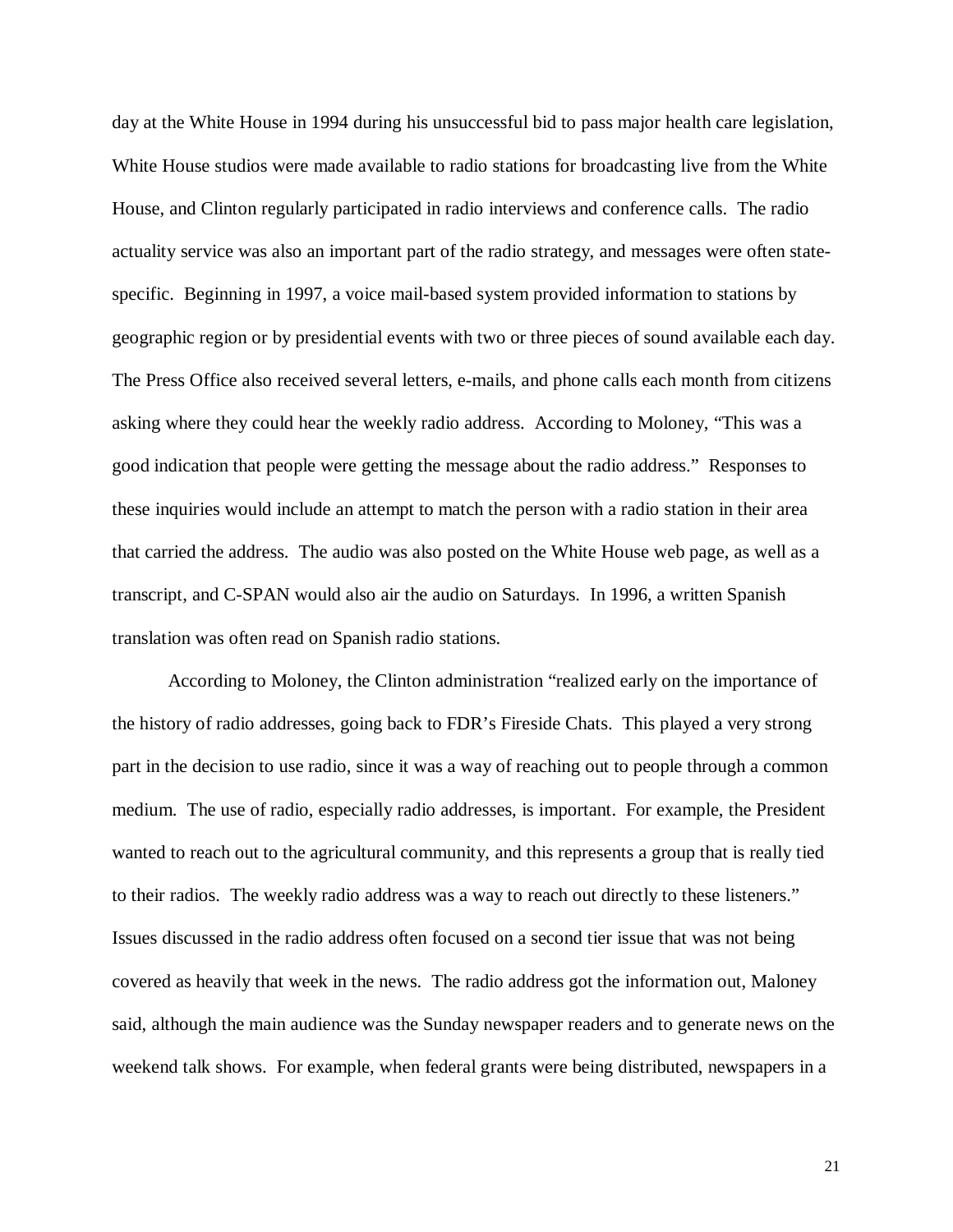day at the White House in 1994 during his unsuccessful bid to pass major health care legislation, White House studios were made available to radio stations for broadcasting live from the White House, and Clinton regularly participated in radio interviews and conference calls. The radio actuality service was also an important part of the radio strategy, and messages were often state-specific. Beginning in 1997, a voice mail-based system provided information to stations by geographic region or by presidential events with two or three pieces of sound available each day. The Press Office also received several letters, e-mails, and phone calls each month from citizens asking where they could hear the weekly radio address. According to Moloney, "This was a good indication that people were getting the message about the radio address." Responses to these inquiries would include an attempt to match the person with a radio station in their area that carried the address. The audio was also posted on the White House web page, as well as a transcript, and C-SPAN would also air the audio on Saturdays. In 1996, a written Spanish translation was often read on Spanish radio stations.

According to Moloney, the Clinton administration "realized early on the importance of the history of radio addresses, going back to FDR's Fireside Chats. This played a very strong part in the decision to use radio, since it was a way of reaching out to people through a common medium. The use of radio, especially radio addresses, is important. For example, the President wanted to reach out to the agricultural community, and this represents a group that is really tied to their radios. The weekly radio address was a way to reach out directly to these listeners." Issues discussed in the radio address often focused on a second tier issue that was not being covered as heavily that week in the news. The radio address got the information out, Moloney said, although the main audience was the Sunday newspaper readers and to generate news on the weekend talk shows. For example, when federal grants were being distributed, newspapers in a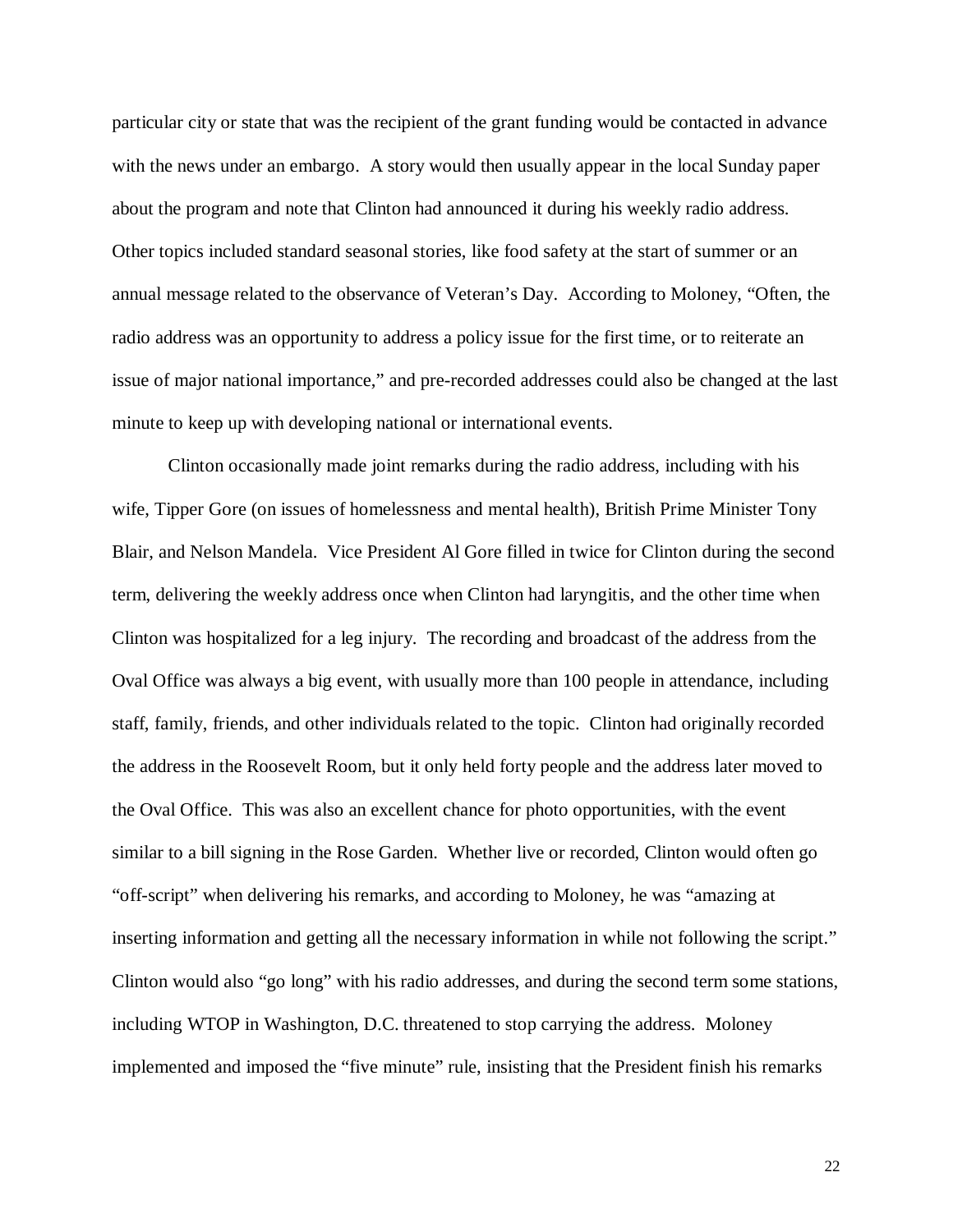particular city or state that was the recipient of the grant funding would be contacted in advance with the news under an embargo. A story would then usually appear in the local Sunday paper about the program and note that Clinton had announced it during his weekly radio address. Other topics included standard seasonal stories, like food safety at the start of summer or an annual message related to the observance of Veteran's Day. According to Moloney, "Often, the radio address was an opportunity to address a policy issue for the first time, or to reiterate an issue of major national importance," and pre-recorded addresses could also be changed at the last minute to keep up with developing national or international events.

Clinton occasionally made joint remarks during the radio address, including with his wife, Tipper Gore (on issues of homelessness and mental health), British Prime Minister Tony Blair, and Nelson Mandela. Vice President Al Gore filled in twice for Clinton during the second term, delivering the weekly address once when Clinton had laryngitis, and the other time when Clinton was hospitalized for a leg injury. The recording and broadcast of the address from the Oval Office was always a big event, with usually more than 100 people in attendance, including staff, family, friends, and other individuals related to the topic. Clinton had originally recorded the address in the Roosevelt Room, but it only held forty people and the address later moved to the Oval Office. This was also an excellent chance for photo opportunities, with the event similar to a bill signing in the Rose Garden. Whether live or recorded, Clinton would often go "off-script" when delivering his remarks, and according to Moloney, he was "amazing at inserting information and getting all the necessary information in while not following the script." Clinton would also "go long" with his radio addresses, and during the second term some stations, including WTOP in Washington, D.C. threatened to stop carrying the address. Moloney implemented and imposed the "five minute" rule, insisting that the President finish his remarks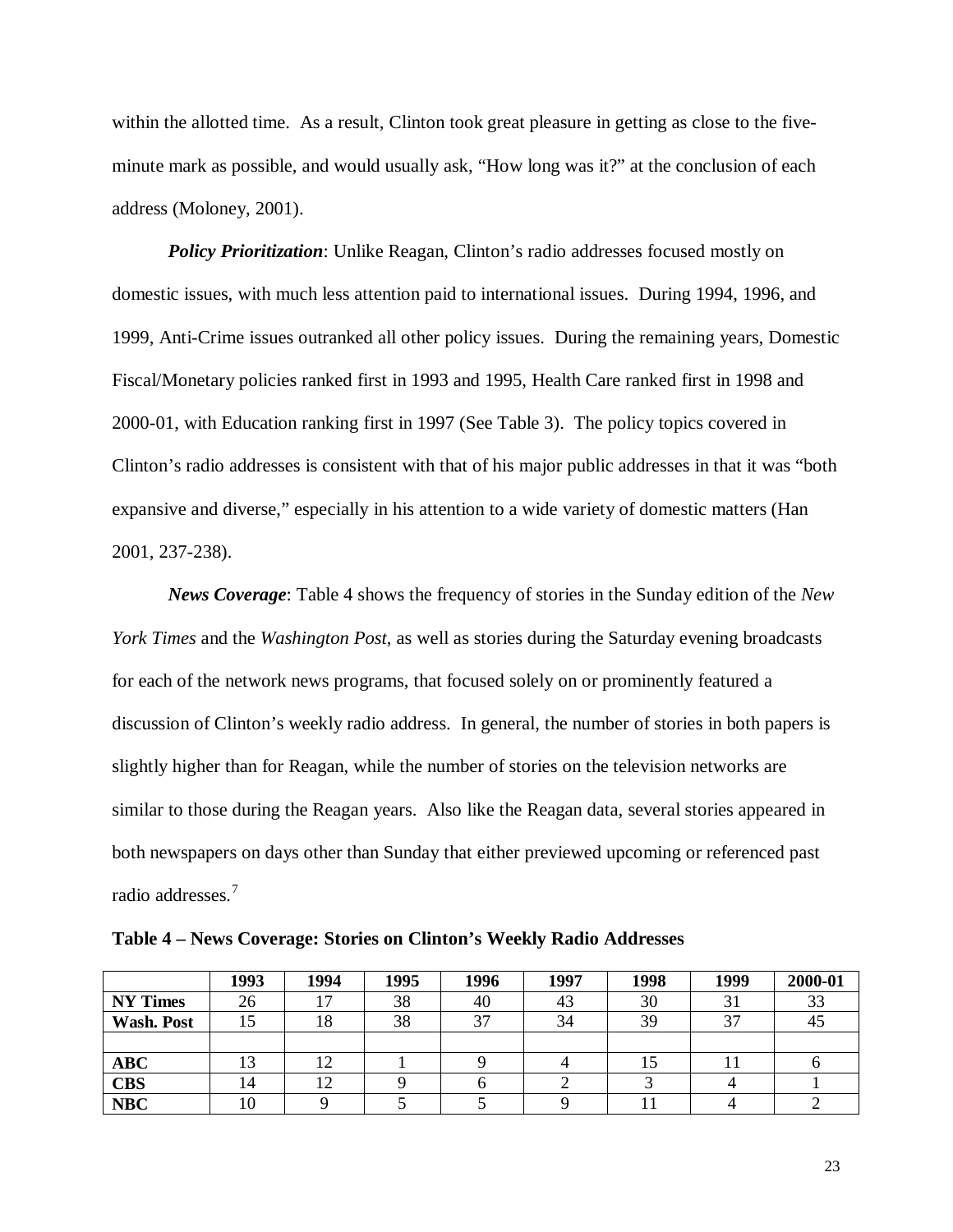within the allotted time. As a result, Clinton took great pleasure in getting as close to the five-minute mark as possible, and would usually ask, "How long was it?" at the conclusion of each address (Moloney, 2001).

***Policy Prioritization***: Unlike Reagan, Clinton's radio addresses focused mostly on domestic issues, with much less attention paid to international issues. During 1994, 1996, and 1999, Anti-Crime issues outranked all other policy issues. During the remaining years, Domestic Fiscal/Monetary policies ranked first in 1993 and 1995, Health Care ranked first in 1998 and 2000-01, with Education ranking first in 1997 (See Table 3). The policy topics covered in Clinton's radio addresses is consistent with that of his major public addresses in that it was "both expansive and diverse," especially in his attention to a wide variety of domestic matters (Han 2001, 237-238).

***News Coverage***: Table 4 shows the frequency of stories in the Sunday edition of the *New York Times* and the *Washington Post*, as well as stories during the Saturday evening broadcasts for each of the network news programs, that focused solely on or prominently featured a discussion of Clinton's weekly radio address. In general, the number of stories in both papers is slightly higher than for Reagan, while the number of stories on the television networks are similar to those during the Reagan years. Also like the Reagan data, several stories appeared in both newspapers on days other than Sunday that either previewed upcoming or referenced past radio addresses.[7]

**Table 4 – News Coverage: Stories on Clinton's Weekly Radio Addresses**

| | 1993 | 1994 | 1995 | 1996 | 1997 | 1998 | 1999 | 2000-01 |
|---|---|---|---|---|---|---|---|---|
| **NY Times** | 26 | 17 | 38 | 40 | 43 | 30 | 31 | 33 |
| **Wash. Post** | 15 | 18 | 38 | 37 | 34 | 39 | 37 | 45 |
| | | | | | | | | |
| **ABC** | 13 | 12 | 1 | 9 | 4 | 15 | 11 | 6 |
| **CBS** | 14 | 12 | 9 | 6 | 2 | 3 | 4 | 1 |
| **NBC** | 10 | 9 | 5 | 5 | 9 | 11 | 4 | 2 |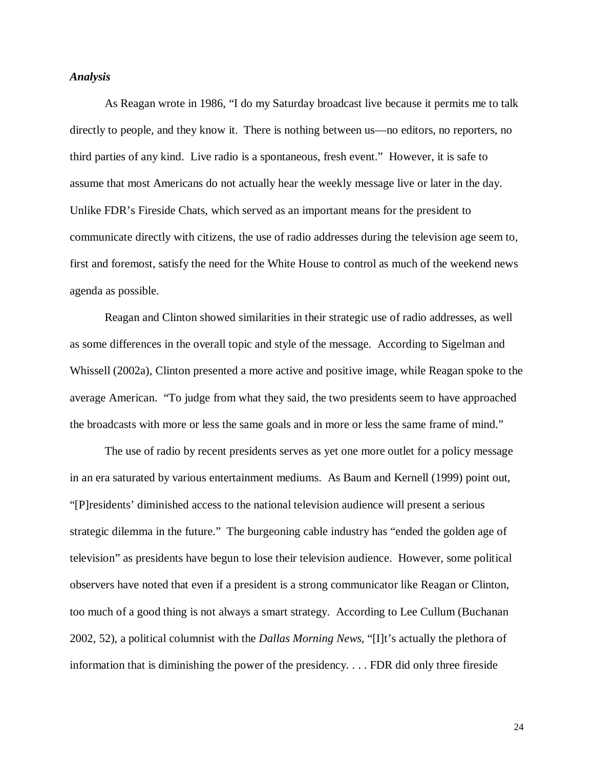***Analysis***

As Reagan wrote in 1986, "I do my Saturday broadcast live because it permits me to talk directly to people, and they know it. There is nothing between us—no editors, no reporters, no third parties of any kind. Live radio is a spontaneous, fresh event." However, it is safe to assume that most Americans do not actually hear the weekly message live or later in the day. Unlike FDR's Fireside Chats, which served as an important means for the president to communicate directly with citizens, the use of radio addresses during the television age seem to, first and foremost, satisfy the need for the White House to control as much of the weekend news agenda as possible.

Reagan and Clinton showed similarities in their strategic use of radio addresses, as well as some differences in the overall topic and style of the message. According to Sigelman and Whissell (2002a), Clinton presented a more active and positive image, while Reagan spoke to the average American. "To judge from what they said, the two presidents seem to have approached the broadcasts with more or less the same goals and in more or less the same frame of mind."

The use of radio by recent presidents serves as yet one more outlet for a policy message in an era saturated by various entertainment mediums. As Baum and Kernell (1999) point out, "[P]residents' diminished access to the national television audience will present a serious strategic dilemma in the future." The burgeoning cable industry has "ended the golden age of television" as presidents have begun to lose their television audience. However, some political observers have noted that even if a president is a strong communicator like Reagan or Clinton, too much of a good thing is not always a smart strategy. According to Lee Cullum (Buchanan 2002, 52), a political columnist with the *Dallas Morning News*, "[I]t's actually the plethora of information that is diminishing the power of the presidency. . . . FDR did only three fireside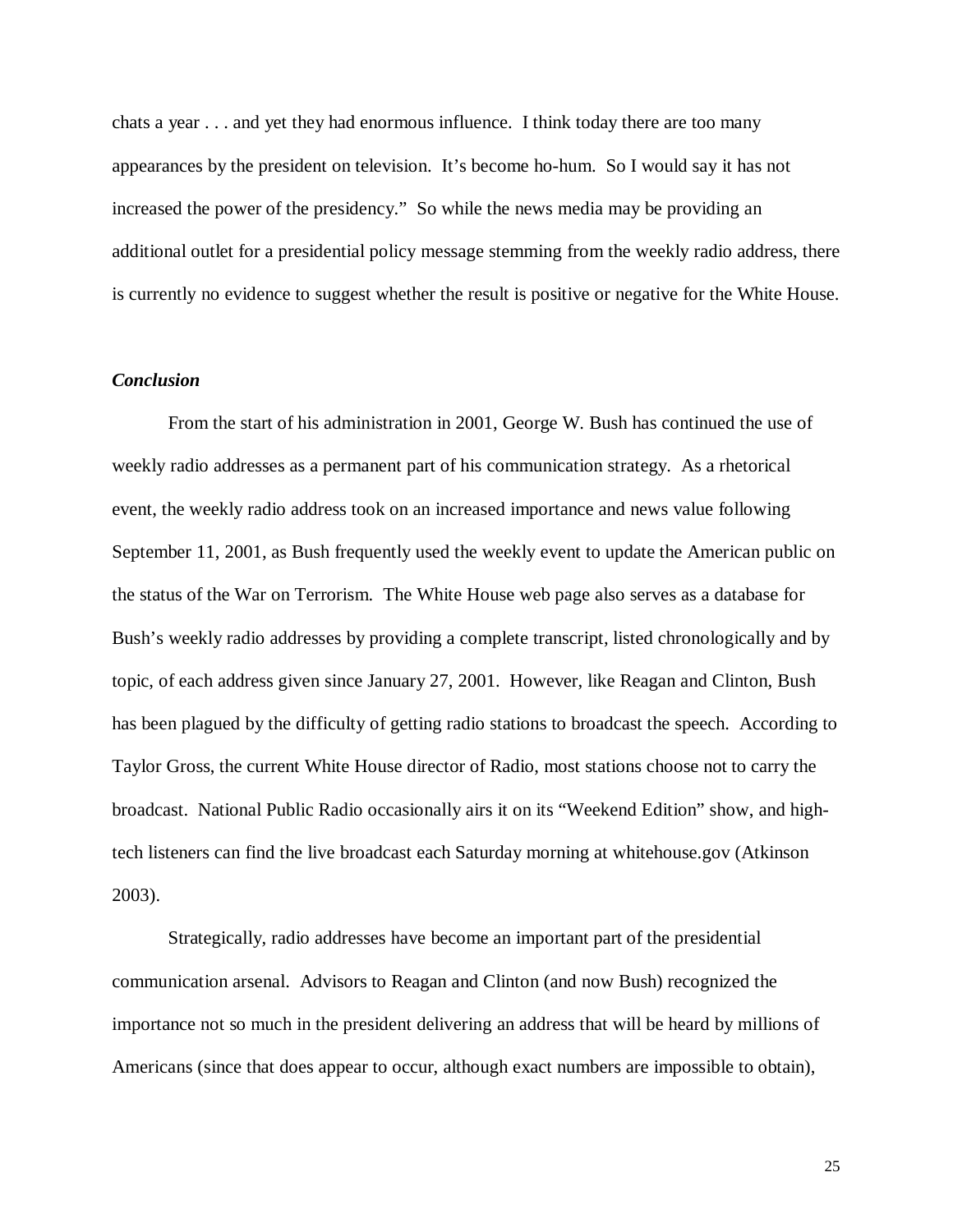chats a year . . . and yet they had enormous influence. I think today there are too many appearances by the president on television. It's become ho-hum. So I would say it has not increased the power of the presidency." So while the news media may be providing an additional outlet for a presidential policy message stemming from the weekly radio address, there is currently no evidence to suggest whether the result is positive or negative for the White House.

### *Conclusion*

From the start of his administration in 2001, George W. Bush has continued the use of weekly radio addresses as a permanent part of his communication strategy. As a rhetorical event, the weekly radio address took on an increased importance and news value following September 11, 2001, as Bush frequently used the weekly event to update the American public on the status of the War on Terrorism. The White House web page also serves as a database for Bush's weekly radio addresses by providing a complete transcript, listed chronologically and by topic, of each address given since January 27, 2001. However, like Reagan and Clinton, Bush has been plagued by the difficulty of getting radio stations to broadcast the speech. According to Taylor Gross, the current White House director of Radio, most stations choose not to carry the broadcast. National Public Radio occasionally airs it on its "Weekend Edition" show, and high-tech listeners can find the live broadcast each Saturday morning at whitehouse.gov (Atkinson 2003).

Strategically, radio addresses have become an important part of the presidential communication arsenal. Advisors to Reagan and Clinton (and now Bush) recognized the importance not so much in the president delivering an address that will be heard by millions of Americans (since that does appear to occur, although exact numbers are impossible to obtain),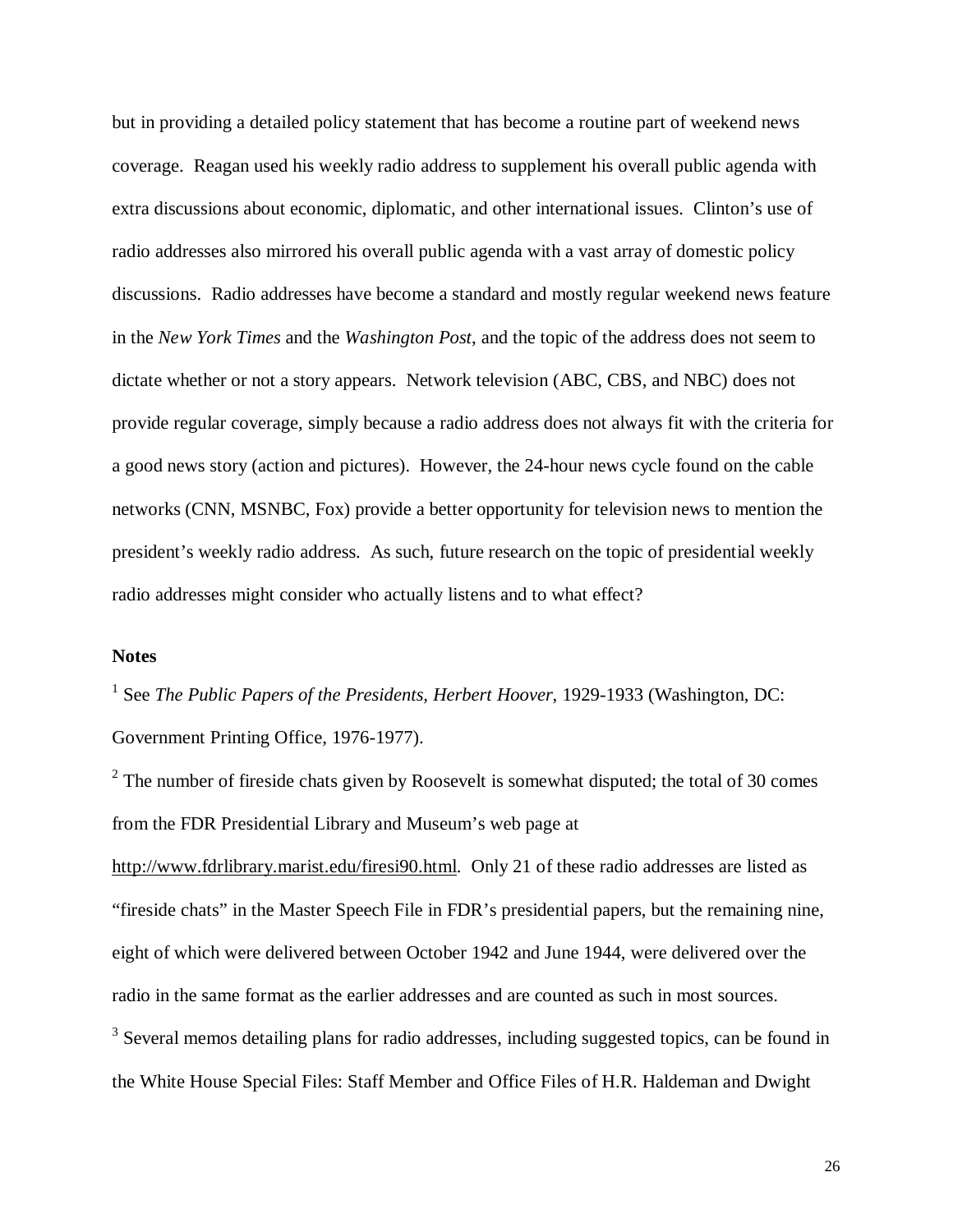but in providing a detailed policy statement that has become a routine part of weekend news coverage. Reagan used his weekly radio address to supplement his overall public agenda with extra discussions about economic, diplomatic, and other international issues. Clinton's use of radio addresses also mirrored his overall public agenda with a vast array of domestic policy discussions. Radio addresses have become a standard and mostly regular weekend news feature in the *New York Times* and the *Washington Post*, and the topic of the address does not seem to dictate whether or not a story appears. Network television (ABC, CBS, and NBC) does not provide regular coverage, simply because a radio address does not always fit with the criteria for a good news story (action and pictures). However, the 24-hour news cycle found on the cable networks (CNN, MSNBC, Fox) provide a better opportunity for television news to mention the president's weekly radio address. As such, future research on the topic of presidential weekly radio addresses might consider who actually listens and to what effect?

**Notes**

[1] See *The Public Papers of the Presidents, Herbert Hoover*, 1929-1933 (Washington, DC: Government Printing Office, 1976-1977).

[2] The number of fireside chats given by Roosevelt is somewhat disputed; the total of 30 comes from the FDR Presidential Library and Museum's web page at http://www.fdrlibrary.marist.edu/firesi90.html. Only 21 of these radio addresses are listed as "fireside chats" in the Master Speech File in FDR's presidential papers, but the remaining nine, eight of which were delivered between October 1942 and June 1944, were delivered over the radio in the same format as the earlier addresses and are counted as such in most sources.

[3] Several memos detailing plans for radio addresses, including suggested topics, can be found in the White House Special Files: Staff Member and Office Files of H.R. Haldeman and Dwight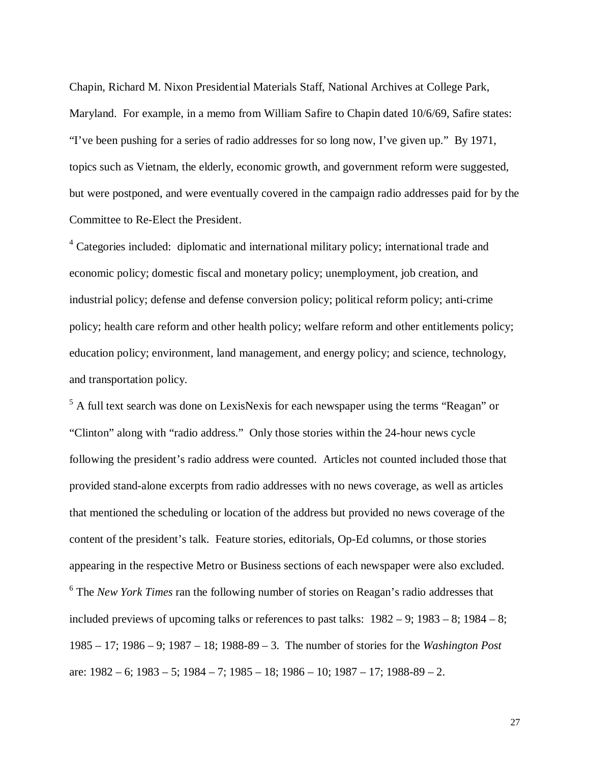Chapin, Richard M. Nixon Presidential Materials Staff, National Archives at College Park, Maryland. For example, in a memo from William Safire to Chapin dated 10/6/69, Safire states: "I've been pushing for a series of radio addresses for so long now, I've given up." By 1971, topics such as Vietnam, the elderly, economic growth, and government reform were suggested, but were postponed, and were eventually covered in the campaign radio addresses paid for by the Committee to Re-Elect the President.

[4] Categories included: diplomatic and international military policy; international trade and economic policy; domestic fiscal and monetary policy; unemployment, job creation, and industrial policy; defense and defense conversion policy; political reform policy; anti-crime policy; health care reform and other health policy; welfare reform and other entitlements policy; education policy; environment, land management, and energy policy; and science, technology, and transportation policy.

[5] A full text search was done on LexisNexis for each newspaper using the terms "Reagan" or "Clinton" along with "radio address." Only those stories within the 24-hour news cycle following the president's radio address were counted. Articles not counted included those that provided stand-alone excerpts from radio addresses with no news coverage, as well as articles that mentioned the scheduling or location of the address but provided no news coverage of the content of the president's talk. Feature stories, editorials, Op-Ed columns, or those stories appearing in the respective Metro or Business sections of each newspaper were also excluded.

[6] The *New York Times* ran the following number of stories on Reagan's radio addresses that included previews of upcoming talks or references to past talks: 1982 – 9; 1983 – 8; 1984 – 8; 1985 – 17; 1986 – 9; 1987 – 18; 1988-89 – 3. The number of stories for the *Washington Post* are: 1982 – 6; 1983 – 5; 1984 – 7; 1985 – 18; 1986 – 10; 1987 – 17; 1988-89 – 2.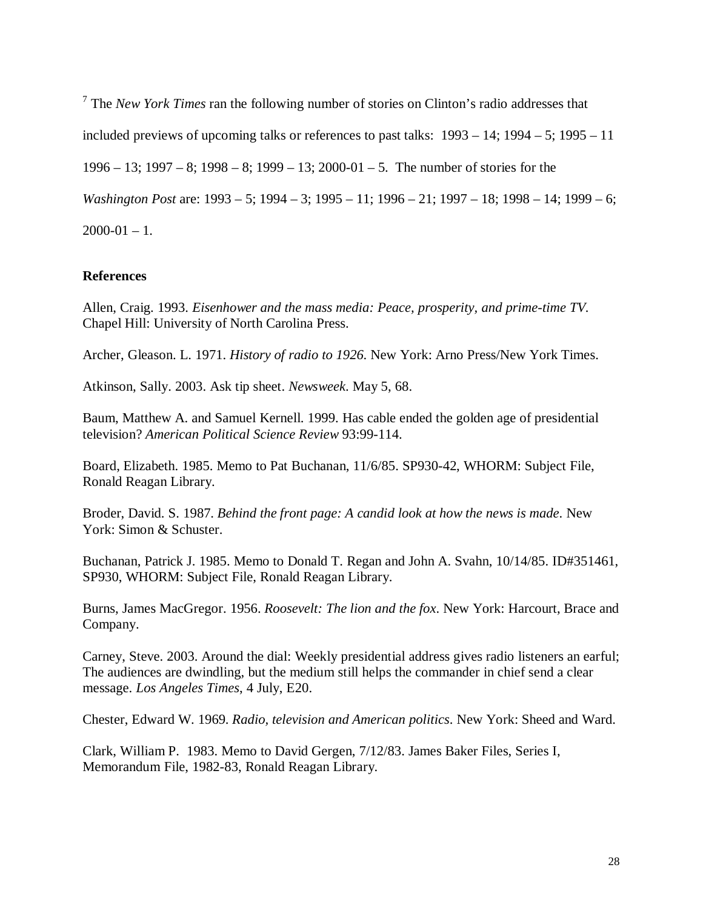[7] The *New York Times* ran the following number of stories on Clinton's radio addresses that included previews of upcoming talks or references to past talks: 1993 – 14; 1994 – 5; 1995 – 11 1996 – 13; 1997 – 8; 1998 – 8; 1999 – 13; 2000-01 – 5. The number of stories for the *Washington Post* are: 1993 – 5; 1994 – 3; 1995 – 11; 1996 – 21; 1997 – 18; 1998 – 14; 1999 – 6; 2000-01 – 1.

**References**

Allen, Craig. 1993. *Eisenhower and the mass media: Peace, prosperity, and prime-time TV*. Chapel Hill: University of North Carolina Press.

Archer, Gleason. L. 1971. *History of radio to 1926*. New York: Arno Press/New York Times.

Atkinson, Sally. 2003. Ask tip sheet. *Newsweek*. May 5, 68.

Baum, Matthew A. and Samuel Kernell. 1999. Has cable ended the golden age of presidential television? *American Political Science Review* 93:99-114.

Board, Elizabeth. 1985. Memo to Pat Buchanan, 11/6/85. SP930-42, WHORM: Subject File, Ronald Reagan Library.

Broder, David. S. 1987. *Behind the front page: A candid look at how the news is made*. New York: Simon & Schuster.

Buchanan, Patrick J. 1985. Memo to Donald T. Regan and John A. Svahn, 10/14/85. ID#351461, SP930, WHORM: Subject File, Ronald Reagan Library.

Burns, James MacGregor. 1956. *Roosevelt: The lion and the fox*. New York: Harcourt, Brace and Company.

Carney, Steve. 2003. Around the dial: Weekly presidential address gives radio listeners an earful; The audiences are dwindling, but the medium still helps the commander in chief send a clear message. *Los Angeles Times*, 4 July, E20.

Chester, Edward W. 1969. *Radio, television and American politics*. New York: Sheed and Ward.

Clark, William P. 1983. Memo to David Gergen, 7/12/83. James Baker Files, Series I, Memorandum File, 1982-83, Ronald Reagan Library.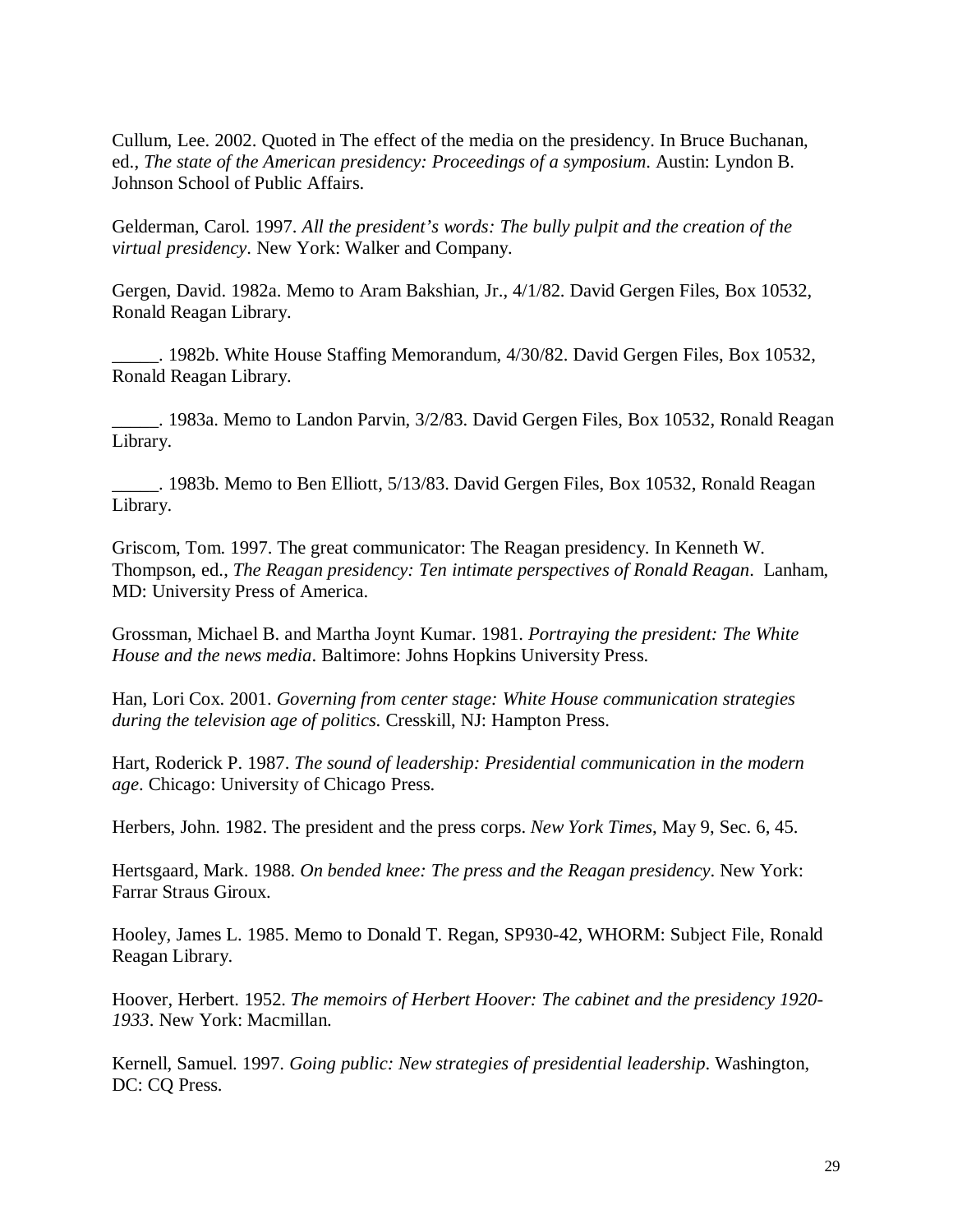Cullum, Lee. 2002. Quoted in The effect of the media on the presidency. In Bruce Buchanan, ed., *The state of the American presidency: Proceedings of a symposium*. Austin: Lyndon B. Johnson School of Public Affairs.

Gelderman, Carol. 1997. *All the president's words: The bully pulpit and the creation of the virtual presidency*. New York: Walker and Company.

Gergen, David. 1982a. Memo to Aram Bakshian, Jr., 4/1/82. David Gergen Files, Box 10532, Ronald Reagan Library.

_____. 1982b. White House Staffing Memorandum, 4/30/82. David Gergen Files, Box 10532, Ronald Reagan Library.

_____. 1983a. Memo to Landon Parvin, 3/2/83. David Gergen Files, Box 10532, Ronald Reagan Library.

_____. 1983b. Memo to Ben Elliott, 5/13/83. David Gergen Files, Box 10532, Ronald Reagan Library.

Griscom, Tom. 1997. The great communicator: The Reagan presidency. In Kenneth W. Thompson, ed., *The Reagan presidency: Ten intimate perspectives of Ronald Reagan*. Lanham, MD: University Press of America.

Grossman, Michael B. and Martha Joynt Kumar. 1981. *Portraying the president: The White House and the news media*. Baltimore: Johns Hopkins University Press.

Han, Lori Cox. 2001. *Governing from center stage: White House communication strategies during the television age of politics*. Cresskill, NJ: Hampton Press.

Hart, Roderick P. 1987. *The sound of leadership: Presidential communication in the modern age*. Chicago: University of Chicago Press.

Herbers, John. 1982. The president and the press corps. *New York Times*, May 9, Sec. 6, 45.

Hertsgaard, Mark. 1988. *On bended knee: The press and the Reagan presidency*. New York: Farrar Straus Giroux.

Hooley, James L. 1985. Memo to Donald T. Regan, SP930-42, WHORM: Subject File, Ronald Reagan Library.

Hoover, Herbert. 1952. *The memoirs of Herbert Hoover: The cabinet and the presidency 1920-1933*. New York: Macmillan.

Kernell, Samuel. 1997. *Going public: New strategies of presidential leadership*. Washington, DC: CQ Press.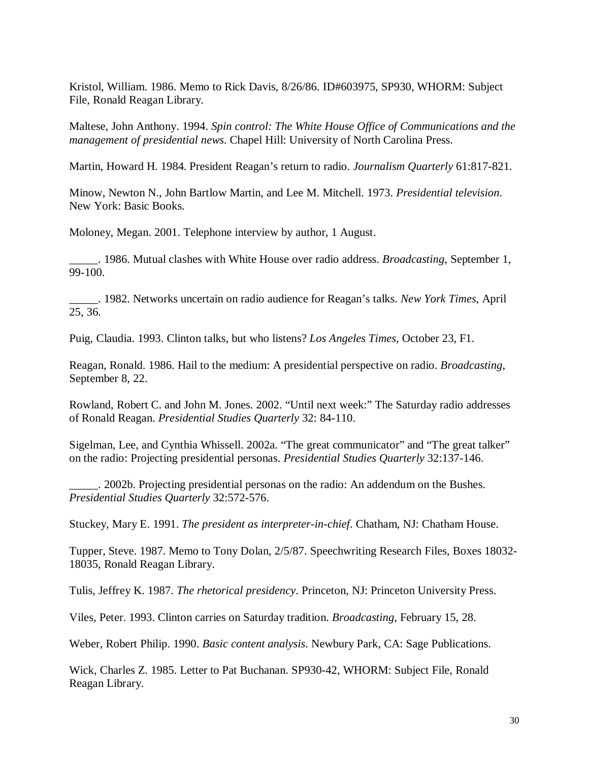Kristol, William. 1986. Memo to Rick Davis, 8/26/86. ID#603975, SP930, WHORM: Subject File, Ronald Reagan Library.

Maltese, John Anthony. 1994. *Spin control: The White House Office of Communications and the management of presidential news*. Chapel Hill: University of North Carolina Press.

Martin, Howard H. 1984. President Reagan's return to radio. *Journalism Quarterly* 61:817-821.

Minow, Newton N., John Bartlow Martin, and Lee M. Mitchell. 1973. *Presidential television*. New York: Basic Books.

Moloney, Megan. 2001. Telephone interview by author, 1 August.

_____. 1986. Mutual clashes with White House over radio address. *Broadcasting*, September 1, 99-100.

_____. 1982. Networks uncertain on radio audience for Reagan's talks. *New York Times*, April 25, 36.

Puig, Claudia. 1993. Clinton talks, but who listens? *Los Angeles Times*, October 23, F1.

Reagan, Ronald. 1986. Hail to the medium: A presidential perspective on radio. *Broadcasting*, September 8, 22.

Rowland, Robert C. and John M. Jones. 2002. "Until next week:" The Saturday radio addresses of Ronald Reagan. *Presidential Studies Quarterly* 32: 84-110.

Sigelman, Lee, and Cynthia Whissell. 2002a. "The great communicator" and "The great talker" on the radio: Projecting presidential personas. *Presidential Studies Quarterly* 32:137-146.

_____. 2002b. Projecting presidential personas on the radio: An addendum on the Bushes. *Presidential Studies Quarterly* 32:572-576.

Stuckey, Mary E. 1991. *The president as interpreter-in-chief*. Chatham, NJ: Chatham House.

Tupper, Steve. 1987. Memo to Tony Dolan, 2/5/87. Speechwriting Research Files, Boxes 18032-18035, Ronald Reagan Library.

Tulis, Jeffrey K. 1987. *The rhetorical presidency*. Princeton, NJ: Princeton University Press.

Viles, Peter. 1993. Clinton carries on Saturday tradition. *Broadcasting*, February 15, 28.

Weber, Robert Philip. 1990. *Basic content analysis*. Newbury Park, CA: Sage Publications.

Wick, Charles Z. 1985. Letter to Pat Buchanan. SP930-42, WHORM: Subject File, Ronald Reagan Library.